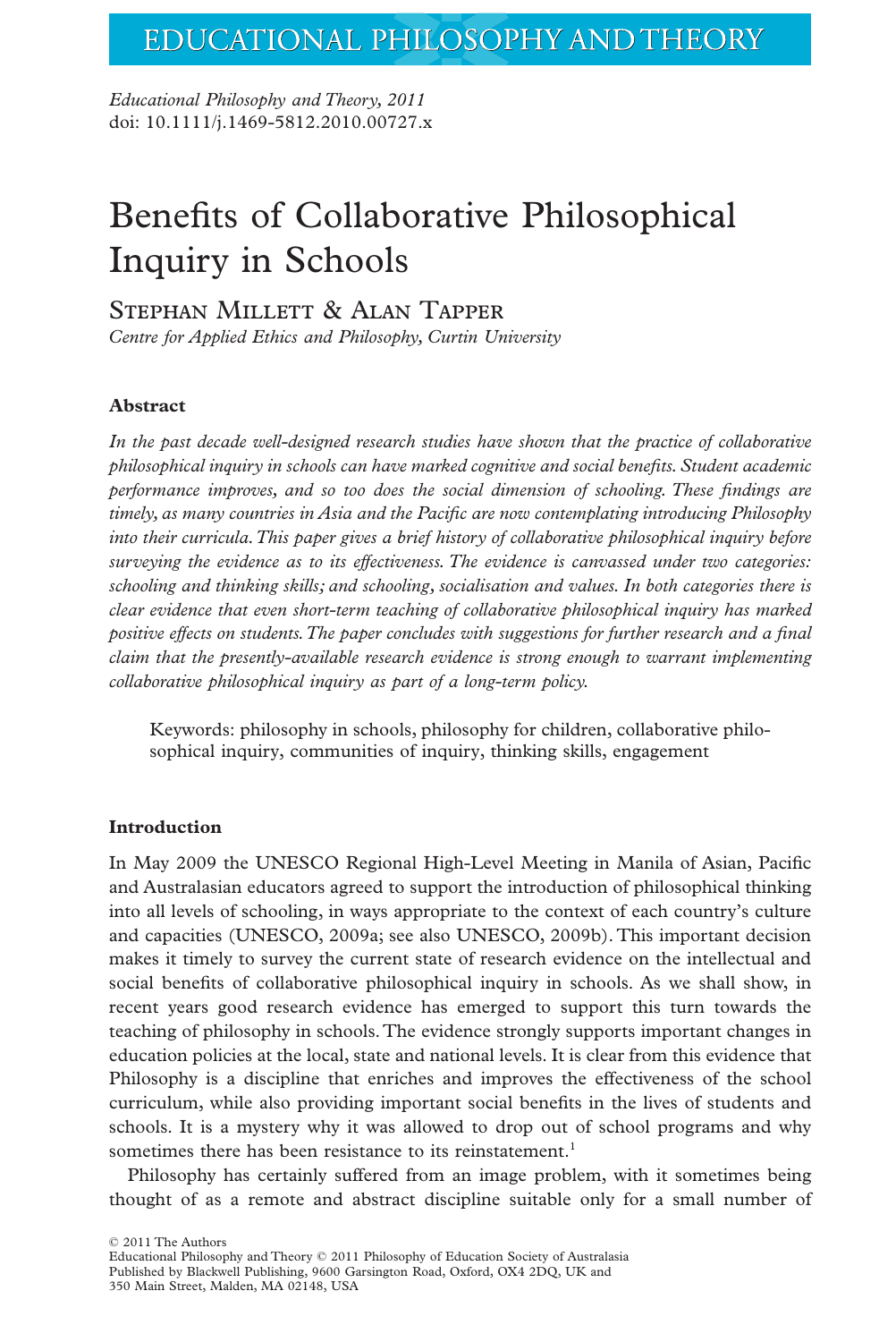*Educational Philosophy and Theory, 2011*
doi: 10.1111/j.1469-5812.2010.00727.x

# Benefits of Collaborative Philosophical Inquiry in Schools

Stephan Millett & Alan Tapper
*Centre for Applied Ethics and Philosophy, Curtin University*

### Abstract

*In the past decade well-designed research studies have shown that the practice of collaborative philosophical inquiry in schools can have marked cognitive and social benefits. Student academic performance improves, and so too does the social dimension of schooling. These findings are timely, as many countries in Asia and the Pacific are now contemplating introducing Philosophy into their curricula. This paper gives a brief history of collaborative philosophical inquiry before surveying the evidence as to its effectiveness. The evidence is canvassed under two categories: schooling and thinking skills; and schooling, socialisation and values. In both categories there is clear evidence that even short-term teaching of collaborative philosophical inquiry has marked positive effects on students. The paper concludes with suggestions for further research and a final claim that the presently-available research evidence is strong enough to warrant implementing collaborative philosophical inquiry as part of a long-term policy.*

Keywords: philosophy in schools, philosophy for children, collaborative philosophical inquiry, communities of inquiry, thinking skills, engagement

### Introduction

In May 2009 the UNESCO Regional High-Level Meeting in Manila of Asian, Pacific and Australasian educators agreed to support the introduction of philosophical thinking into all levels of schooling, in ways appropriate to the context of each country's culture and capacities (UNESCO, 2009a; see also UNESCO, 2009b). This important decision makes it timely to survey the current state of research evidence on the intellectual and social benefits of collaborative philosophical inquiry in schools. As we shall show, in recent years good research evidence has emerged to support this turn towards the teaching of philosophy in schools. The evidence strongly supports important changes in education policies at the local, state and national levels. It is clear from this evidence that Philosophy is a discipline that enriches and improves the effectiveness of the school curriculum, while also providing important social benefits in the lives of students and schools. It is a mystery why it was allowed to drop out of school programs and why sometimes there has been resistance to its reinstatement.[1]

Philosophy has certainly suffered from an image problem, with it sometimes being thought of as a remote and abstract discipline suitable only for a small number of

© 2011 The Authors
Educational Philosophy and Theory © 2011 Philosophy of Education Society of Australasia
Published by Blackwell Publishing, 9600 Garsington Road, Oxford, OX4 2DQ, UK and 350 Main Street, Malden, MA 02148, USA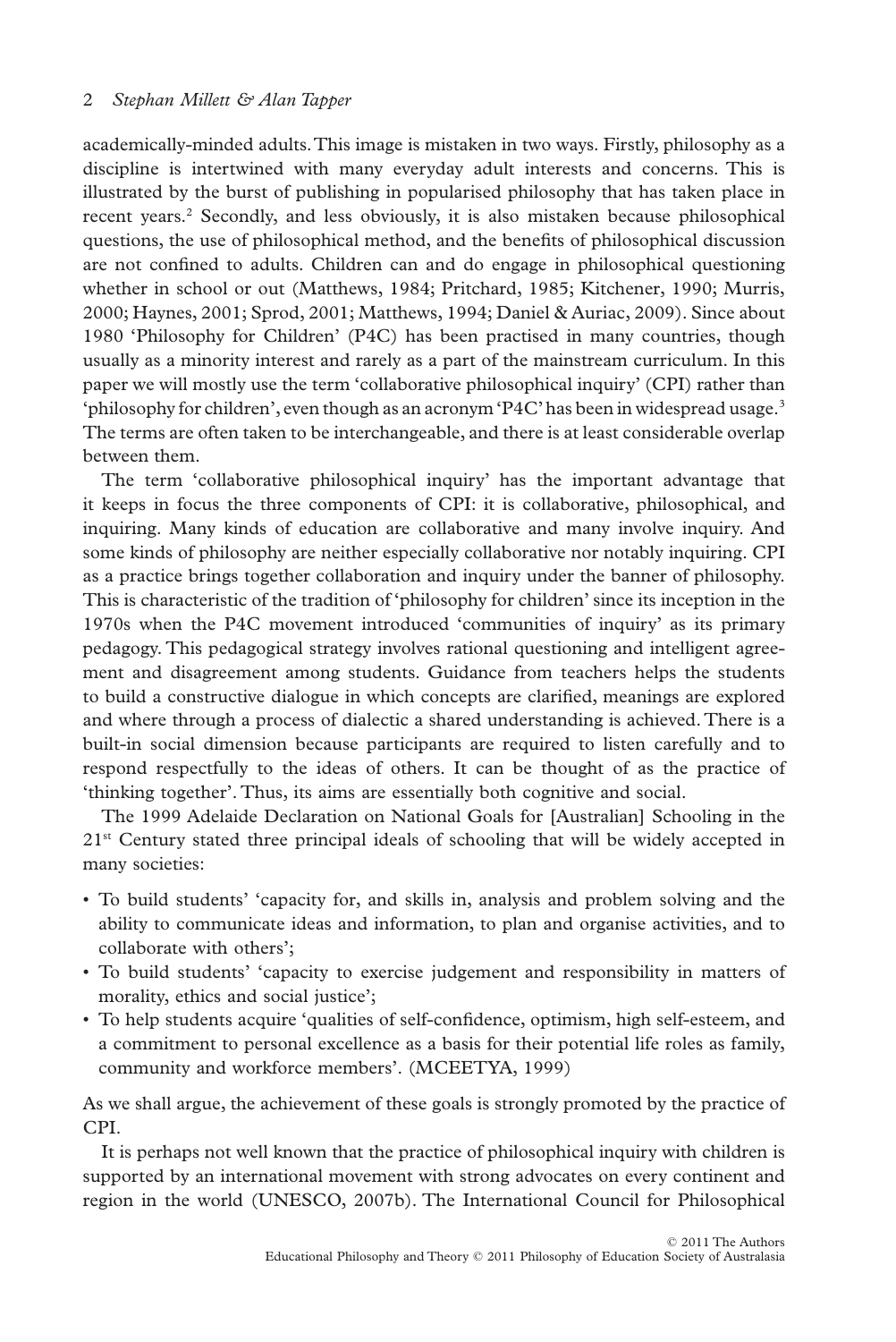academically-minded adults. This image is mistaken in two ways. Firstly, philosophy as a discipline is intertwined with many everyday adult interests and concerns. This is illustrated by the burst of publishing in popularised philosophy that has taken place in recent years.[2] Secondly, and less obviously, it is also mistaken because philosophical questions, the use of philosophical method, and the benefits of philosophical discussion are not confined to adults. Children can and do engage in philosophical questioning whether in school or out (Matthews, 1984; Pritchard, 1985; Kitchener, 1990; Murris, 2000; Haynes, 2001; Sprod, 2001; Matthews, 1994; Daniel & Auriac, 2009). Since about 1980 'Philosophy for Children' (P4C) has been practised in many countries, though usually as a minority interest and rarely as a part of the mainstream curriculum. In this paper we will mostly use the term 'collaborative philosophical inquiry' (CPI) rather than 'philosophy for children', even though as an acronym 'P4C' has been in widespread usage.[3] The terms are often taken to be interchangeable, and there is at least considerable overlap between them.

The term 'collaborative philosophical inquiry' has the important advantage that it keeps in focus the three components of CPI: it is collaborative, philosophical, and inquiring. Many kinds of education are collaborative and many involve inquiry. And some kinds of philosophy are neither especially collaborative nor notably inquiring. CPI as a practice brings together collaboration and inquiry under the banner of philosophy. This is characteristic of the tradition of 'philosophy for children' since its inception in the 1970s when the P4C movement introduced 'communities of inquiry' as its primary pedagogy. This pedagogical strategy involves rational questioning and intelligent agreement and disagreement among students. Guidance from teachers helps the students to build a constructive dialogue in which concepts are clarified, meanings are explored and where through a process of dialectic a shared understanding is achieved. There is a built-in social dimension because participants are required to listen carefully and to respond respectfully to the ideas of others. It can be thought of as the practice of 'thinking together'. Thus, its aims are essentially both cognitive and social.

The 1999 Adelaide Declaration on National Goals for [Australian] Schooling in the 21st Century stated three principal ideals of schooling that will be widely accepted in many societies:

- To build students' 'capacity for, and skills in, analysis and problem solving and the ability to communicate ideas and information, to plan and organise activities, and to collaborate with others';
- To build students' 'capacity to exercise judgement and responsibility in matters of morality, ethics and social justice';
- To help students acquire 'qualities of self-confidence, optimism, high self-esteem, and a commitment to personal excellence as a basis for their potential life roles as family, community and workforce members'. (MCEETYA, 1999)

As we shall argue, the achievement of these goals is strongly promoted by the practice of CPI.

It is perhaps not well known that the practice of philosophical inquiry with children is supported by an international movement with strong advocates on every continent and region in the world (UNESCO, 2007b). The International Council for Philosophical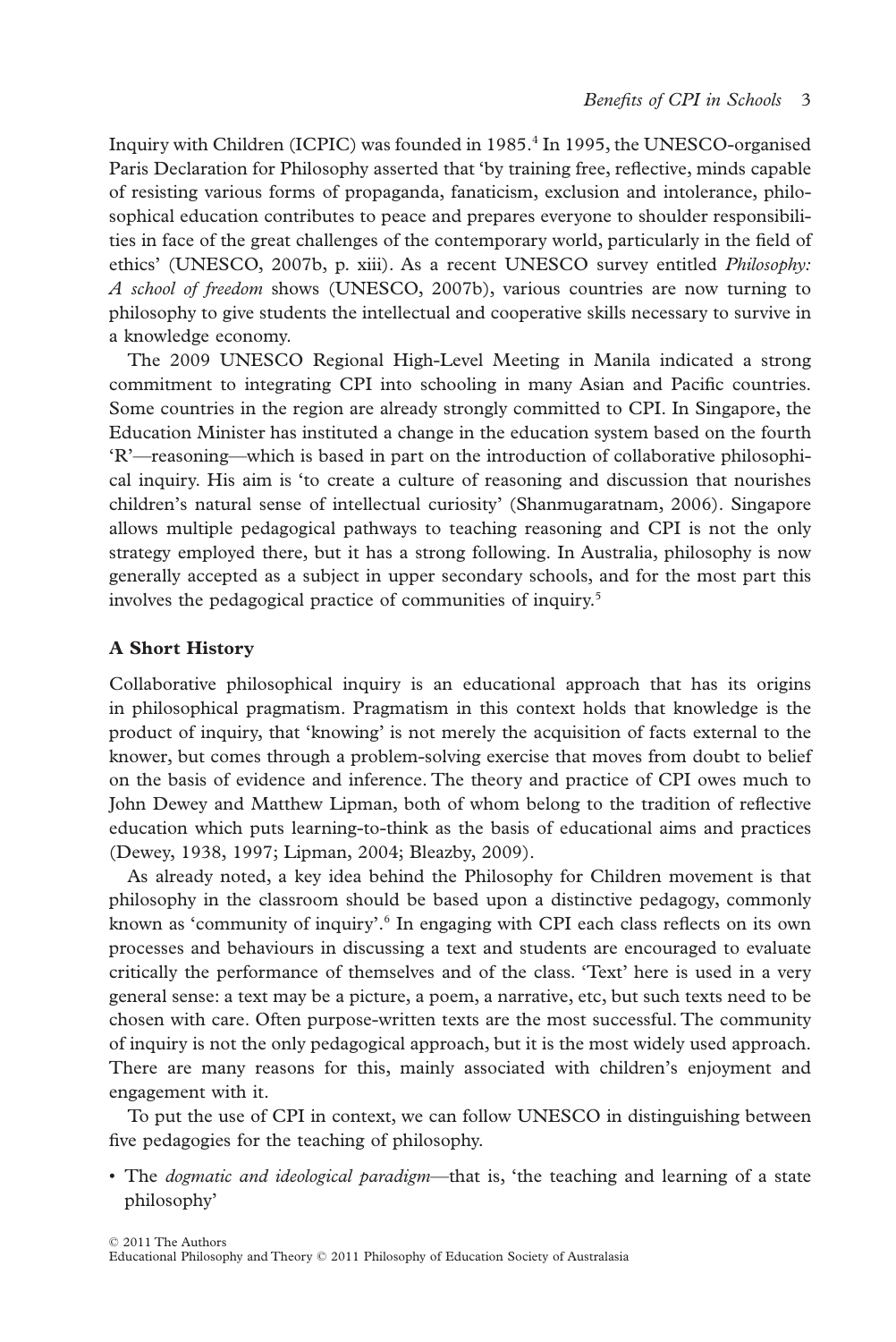Inquiry with Children (ICPIC) was founded in 1985.[4] In 1995, the UNESCO-organised Paris Declaration for Philosophy asserted that 'by training free, reflective, minds capable of resisting various forms of propaganda, fanaticism, exclusion and intolerance, philosophical education contributes to peace and prepares everyone to shoulder responsibilities in face of the great challenges of the contemporary world, particularly in the field of ethics' (UNESCO, 2007b, p. xiii). As a recent UNESCO survey entitled *Philosophy: A school of freedom* shows (UNESCO, 2007b), various countries are now turning to philosophy to give students the intellectual and cooperative skills necessary to survive in a knowledge economy.

The 2009 UNESCO Regional High-Level Meeting in Manila indicated a strong commitment to integrating CPI into schooling in many Asian and Pacific countries. Some countries in the region are already strongly committed to CPI. In Singapore, the Education Minister has instituted a change in the education system based on the fourth 'R'—reasoning—which is based in part on the introduction of collaborative philosophical inquiry. His aim is 'to create a culture of reasoning and discussion that nourishes children's natural sense of intellectual curiosity' (Shanmugaratnam, 2006). Singapore allows multiple pedagogical pathways to teaching reasoning and CPI is not the only strategy employed there, but it has a strong following. In Australia, philosophy is now generally accepted as a subject in upper secondary schools, and for the most part this involves the pedagogical practice of communities of inquiry.[5]

### A Short History

Collaborative philosophical inquiry is an educational approach that has its origins in philosophical pragmatism. Pragmatism in this context holds that knowledge is the product of inquiry, that 'knowing' is not merely the acquisition of facts external to the knower, but comes through a problem-solving exercise that moves from doubt to belief on the basis of evidence and inference. The theory and practice of CPI owes much to John Dewey and Matthew Lipman, both of whom belong to the tradition of reflective education which puts learning-to-think as the basis of educational aims and practices (Dewey, 1938, 1997; Lipman, 2004; Bleazby, 2009).

As already noted, a key idea behind the Philosophy for Children movement is that philosophy in the classroom should be based upon a distinctive pedagogy, commonly known as 'community of inquiry'.[6] In engaging with CPI each class reflects on its own processes and behaviours in discussing a text and students are encouraged to evaluate critically the performance of themselves and of the class. 'Text' here is used in a very general sense: a text may be a picture, a poem, a narrative, etc, but such texts need to be chosen with care. Often purpose-written texts are the most successful. The community of inquiry is not the only pedagogical approach, but it is the most widely used approach. There are many reasons for this, mainly associated with children's enjoyment and engagement with it.

To put the use of CPI in context, we can follow UNESCO in distinguishing between five pedagogies for the teaching of philosophy.

- The *dogmatic and ideological paradigm*—that is, 'the teaching and learning of a state philosophy'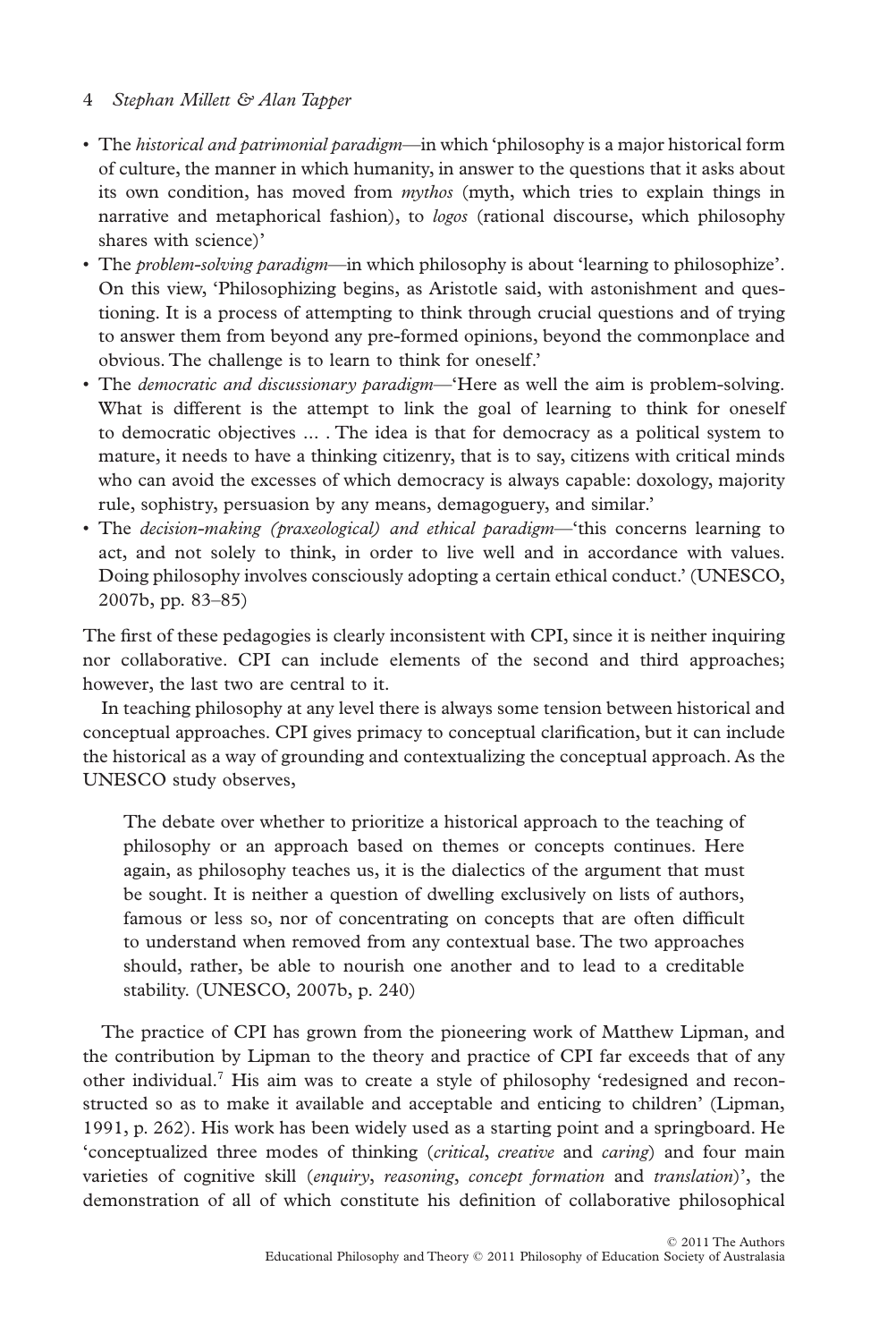- The *historical and patrimonial paradigm*—in which 'philosophy is a major historical form of culture, the manner in which humanity, in answer to the questions that it asks about its own condition, has moved from *mythos* (myth, which tries to explain things in narrative and metaphorical fashion), to *logos* (rational discourse, which philosophy shares with science)'
- The *problem-solving paradigm*—in which philosophy is about 'learning to philosophize'. On this view, 'Philosophizing begins, as Aristotle said, with astonishment and questioning. It is a process of attempting to think through crucial questions and of trying to answer them from beyond any pre-formed opinions, beyond the commonplace and obvious. The challenge is to learn to think for oneself.'
- The *democratic and discussionary paradigm*—'Here as well the aim is problem-solving. What is different is the attempt to link the goal of learning to think for oneself to democratic objectives ... . The idea is that for democracy as a political system to mature, it needs to have a thinking citizenry, that is to say, citizens with critical minds who can avoid the excesses of which democracy is always capable: doxology, majority rule, sophistry, persuasion by any means, demagoguery, and similar.'
- The *decision-making (praxeological) and ethical paradigm*—'this concerns learning to act, and not solely to think, in order to live well and in accordance with values. Doing philosophy involves consciously adopting a certain ethical conduct.' (UNESCO, 2007b, pp. 83–85)

The first of these pedagogies is clearly inconsistent with CPI, since it is neither inquiring nor collaborative. CPI can include elements of the second and third approaches; however, the last two are central to it.

In teaching philosophy at any level there is always some tension between historical and conceptual approaches. CPI gives primacy to conceptual clarification, but it can include the historical as a way of grounding and contextualizing the conceptual approach. As the UNESCO study observes,

> The debate over whether to prioritize a historical approach to the teaching of philosophy or an approach based on themes or concepts continues. Here again, as philosophy teaches us, it is the dialectics of the argument that must be sought. It is neither a question of dwelling exclusively on lists of authors, famous or less so, nor of concentrating on concepts that are often difficult to understand when removed from any contextual base. The two approaches should, rather, be able to nourish one another and to lead to a creditable stability. (UNESCO, 2007b, p. 240)

The practice of CPI has grown from the pioneering work of Matthew Lipman, and the contribution by Lipman to the theory and practice of CPI far exceeds that of any other individual.[7] His aim was to create a style of philosophy 'redesigned and reconstructed so as to make it available and acceptable and enticing to children' (Lipman, 1991, p. 262). His work has been widely used as a starting point and a springboard. He 'conceptualized three modes of thinking (*critical*, *creative* and *caring*) and four main varieties of cognitive skill (*enquiry*, *reasoning*, *concept formation* and *translation*)', the demonstration of all of which constitute his definition of collaborative philosophical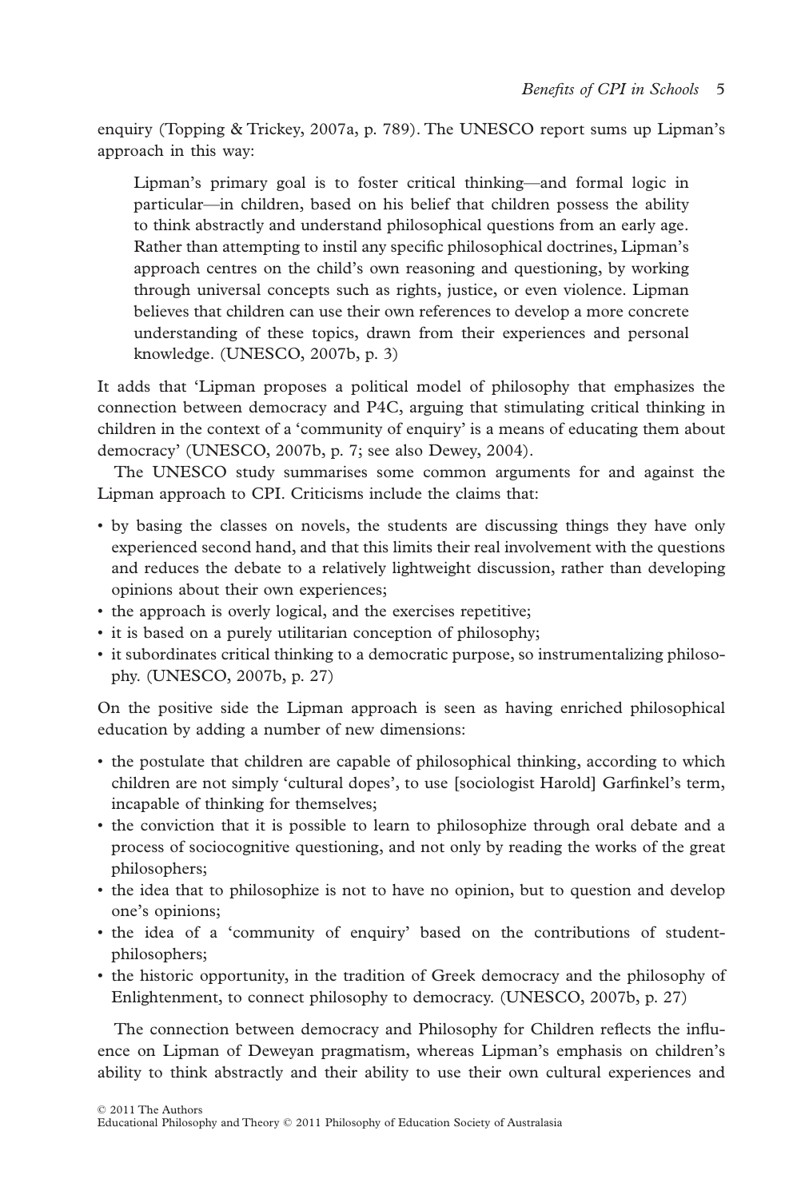enquiry (Topping & Trickey, 2007a, p. 789). The UNESCO report sums up Lipman's approach in this way:

> Lipman's primary goal is to foster critical thinking—and formal logic in particular—in children, based on his belief that children possess the ability to think abstractly and understand philosophical questions from an early age. Rather than attempting to instil any specific philosophical doctrines, Lipman's approach centres on the child's own reasoning and questioning, by working through universal concepts such as rights, justice, or even violence. Lipman believes that children can use their own references to develop a more concrete understanding of these topics, drawn from their experiences and personal knowledge. (UNESCO, 2007b, p. 3)

It adds that 'Lipman proposes a political model of philosophy that emphasizes the connection between democracy and P4C, arguing that stimulating critical thinking in children in the context of a 'community of enquiry' is a means of educating them about democracy' (UNESCO, 2007b, p. 7; see also Dewey, 2004).

The UNESCO study summarises some common arguments for and against the Lipman approach to CPI. Criticisms include the claims that:

- by basing the classes on novels, the students are discussing things they have only experienced second hand, and that this limits their real involvement with the questions and reduces the debate to a relatively lightweight discussion, rather than developing opinions about their own experiences;
- the approach is overly logical, and the exercises repetitive;
- it is based on a purely utilitarian conception of philosophy;
- it subordinates critical thinking to a democratic purpose, so instrumentalizing philosophy. (UNESCO, 2007b, p. 27)

On the positive side the Lipman approach is seen as having enriched philosophical education by adding a number of new dimensions:

- the postulate that children are capable of philosophical thinking, according to which children are not simply 'cultural dopes', to use [sociologist Harold] Garfinkel's term, incapable of thinking for themselves;
- the conviction that it is possible to learn to philosophize through oral debate and a process of sociocognitive questioning, and not only by reading the works of the great philosophers;
- the idea that to philosophize is not to have no opinion, but to question and develop one's opinions;
- the idea of a 'community of enquiry' based on the contributions of student-philosophers;
- the historic opportunity, in the tradition of Greek democracy and the philosophy of Enlightenment, to connect philosophy to democracy. (UNESCO, 2007b, p. 27)

The connection between democracy and Philosophy for Children reflects the influence on Lipman of Deweyan pragmatism, whereas Lipman's emphasis on children's ability to think abstractly and their ability to use their own cultural experiences and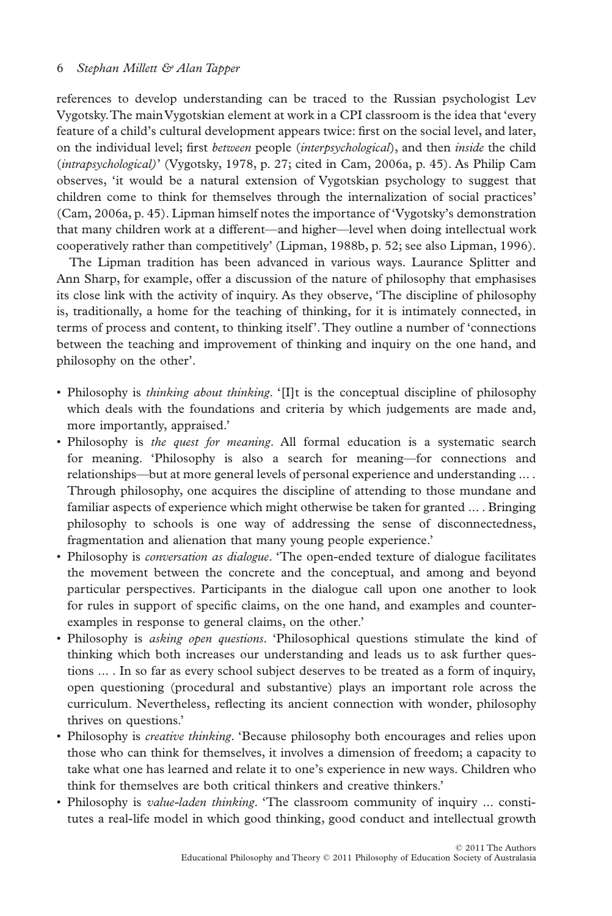references to develop understanding can be traced to the Russian psychologist Lev Vygotsky. The main Vygotskian element at work in a CPI classroom is the idea that 'every feature of a child's cultural development appears twice: first on the social level, and later, on the individual level; first *between* people (*interpsychological*), and then *inside* the child (*intrapsychological)*' (Vygotsky, 1978, p. 27; cited in Cam, 2006a, p. 45). As Philip Cam observes, 'it would be a natural extension of Vygotskian psychology to suggest that children come to think for themselves through the internalization of social practices' (Cam, 2006a, p. 45). Lipman himself notes the importance of 'Vygotsky's demonstration that many children work at a different—and higher—level when doing intellectual work cooperatively rather than competitively' (Lipman, 1988b, p. 52; see also Lipman, 1996).

The Lipman tradition has been advanced in various ways. Laurance Splitter and Ann Sharp, for example, offer a discussion of the nature of philosophy that emphasises its close link with the activity of inquiry. As they observe, 'The discipline of philosophy is, traditionally, a home for the teaching of thinking, for it is intimately connected, in terms of process and content, to thinking itself'. They outline a number of 'connections between the teaching and improvement of thinking and inquiry on the one hand, and philosophy on the other'.

- Philosophy is *thinking about thinking*. '[I]t is the conceptual discipline of philosophy which deals with the foundations and criteria by which judgements are made and, more importantly, appraised.'
- Philosophy is *the quest for meaning*. All formal education is a systematic search for meaning. 'Philosophy is also a search for meaning—for connections and relationships—but at more general levels of personal experience and understanding ... . Through philosophy, one acquires the discipline of attending to those mundane and familiar aspects of experience which might otherwise be taken for granted ... . Bringing philosophy to schools is one way of addressing the sense of disconnectedness, fragmentation and alienation that many young people experience.'
- Philosophy is *conversation as dialogue*. 'The open-ended texture of dialogue facilitates the movement between the concrete and the conceptual, and among and beyond particular perspectives. Participants in the dialogue call upon one another to look for rules in support of specific claims, on the one hand, and examples and counter-examples in response to general claims, on the other.'
- Philosophy is *asking open questions*. 'Philosophical questions stimulate the kind of thinking which both increases our understanding and leads us to ask further questions ... . In so far as every school subject deserves to be treated as a form of inquiry, open questioning (procedural and substantive) plays an important role across the curriculum. Nevertheless, reflecting its ancient connection with wonder, philosophy thrives on questions.'
- Philosophy is *creative thinking*. 'Because philosophy both encourages and relies upon those who can think for themselves, it involves a dimension of freedom; a capacity to take what one has learned and relate it to one's experience in new ways. Children who think for themselves are both critical thinkers and creative thinkers.'
- Philosophy is *value-laden thinking*. 'The classroom community of inquiry ... constitutes a real-life model in which good thinking, good conduct and intellectual growth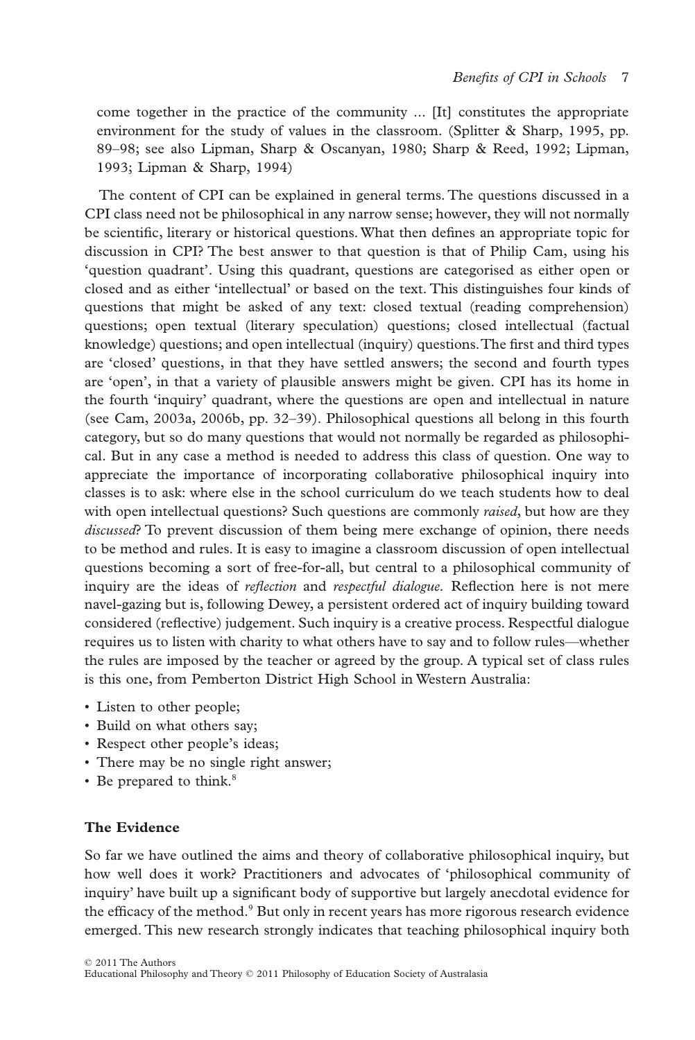come together in the practice of the community ... [It] constitutes the appropriate environment for the study of values in the classroom. (Splitter & Sharp, 1995, pp. 89–98; see also Lipman, Sharp & Oscanyan, 1980; Sharp & Reed, 1992; Lipman, 1993; Lipman & Sharp, 1994)

The content of CPI can be explained in general terms. The questions discussed in a CPI class need not be philosophical in any narrow sense; however, they will not normally be scientific, literary or historical questions. What then defines an appropriate topic for discussion in CPI? The best answer to that question is that of Philip Cam, using his 'question quadrant'. Using this quadrant, questions are categorised as either open or closed and as either 'intellectual' or based on the text. This distinguishes four kinds of questions that might be asked of any text: closed textual (reading comprehension) questions; open textual (literary speculation) questions; closed intellectual (factual knowledge) questions; and open intellectual (inquiry) questions. The first and third types are 'closed' questions, in that they have settled answers; the second and fourth types are 'open', in that a variety of plausible answers might be given. CPI has its home in the fourth 'inquiry' quadrant, where the questions are open and intellectual in nature (see Cam, 2003a, 2006b, pp. 32–39). Philosophical questions all belong in this fourth category, but so do many questions that would not normally be regarded as philosophical. But in any case a method is needed to address this class of question. One way to appreciate the importance of incorporating collaborative philosophical inquiry into classes is to ask: where else in the school curriculum do we teach students how to deal with open intellectual questions? Such questions are commonly *raised*, but how are they *discussed*? To prevent discussion of them being mere exchange of opinion, there needs to be method and rules. It is easy to imagine a classroom discussion of open intellectual questions becoming a sort of free-for-all, but central to a philosophical community of inquiry are the ideas of *reflection* and *respectful dialogue*. Reflection here is not mere navel-gazing but is, following Dewey, a persistent ordered act of inquiry building toward considered (reflective) judgement. Such inquiry is a creative process. Respectful dialogue requires us to listen with charity to what others have to say and to follow rules—whether the rules are imposed by the teacher or agreed by the group. A typical set of class rules is this one, from Pemberton District High School in Western Australia:

- Listen to other people;
- Build on what others say;
- Respect other people's ideas;
- There may be no single right answer;
- Be prepared to think.[8]

### The Evidence

So far we have outlined the aims and theory of collaborative philosophical inquiry, but how well does it work? Practitioners and advocates of 'philosophical community of inquiry' have built up a significant body of supportive but largely anecdotal evidence for the efficacy of the method.[9] But only in recent years has more rigorous research evidence emerged. This new research strongly indicates that teaching philosophical inquiry both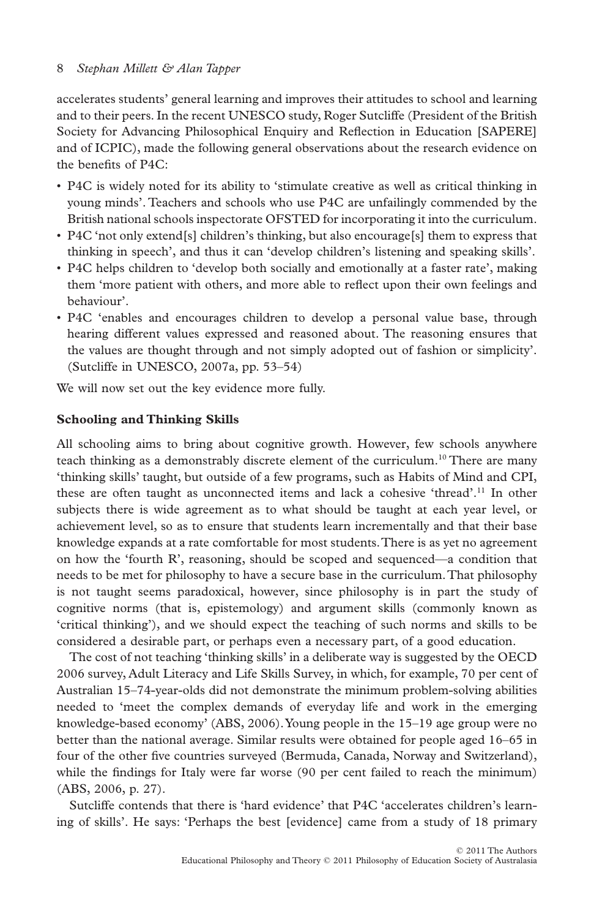accelerates students' general learning and improves their attitudes to school and learning and to their peers. In the recent UNESCO study, Roger Sutcliffe (President of the British Society for Advancing Philosophical Enquiry and Reflection in Education [SAPERE] and of ICPIC), made the following general observations about the research evidence on the benefits of P4C:

- P4C is widely noted for its ability to 'stimulate creative as well as critical thinking in young minds'. Teachers and schools who use P4C are unfailingly commended by the British national schools inspectorate OFSTED for incorporating it into the curriculum.
- P4C 'not only extend[s] children's thinking, but also encourage[s] them to express that thinking in speech', and thus it can 'develop children's listening and speaking skills'.
- P4C helps children to 'develop both socially and emotionally at a faster rate', making them 'more patient with others, and more able to reflect upon their own feelings and behaviour'.
- P4C 'enables and encourages children to develop a personal value base, through hearing different values expressed and reasoned about. The reasoning ensures that the values are thought through and not simply adopted out of fashion or simplicity'. (Sutcliffe in UNESCO, 2007a, pp. 53–54)

We will now set out the key evidence more fully.

### Schooling and Thinking Skills

All schooling aims to bring about cognitive growth. However, few schools anywhere teach thinking as a demonstrably discrete element of the curriculum.[10] There are many 'thinking skills' taught, but outside of a few programs, such as Habits of Mind and CPI, these are often taught as unconnected items and lack a cohesive 'thread'.[11] In other subjects there is wide agreement as to what should be taught at each year level, or achievement level, so as to ensure that students learn incrementally and that their base knowledge expands at a rate comfortable for most students. There is as yet no agreement on how the 'fourth R', reasoning, should be scoped and sequenced—a condition that needs to be met for philosophy to have a secure base in the curriculum. That philosophy is not taught seems paradoxical, however, since philosophy is in part the study of cognitive norms (that is, epistemology) and argument skills (commonly known as 'critical thinking'), and we should expect the teaching of such norms and skills to be considered a desirable part, or perhaps even a necessary part, of a good education.

The cost of not teaching 'thinking skills' in a deliberate way is suggested by the OECD 2006 survey, Adult Literacy and Life Skills Survey, in which, for example, 70 per cent of Australian 15–74-year-olds did not demonstrate the minimum problem-solving abilities needed to 'meet the complex demands of everyday life and work in the emerging knowledge-based economy' (ABS, 2006). Young people in the 15–19 age group were no better than the national average. Similar results were obtained for people aged 16–65 in four of the other five countries surveyed (Bermuda, Canada, Norway and Switzerland), while the findings for Italy were far worse (90 per cent failed to reach the minimum) (ABS, 2006, p. 27).

Sutcliffe contends that there is 'hard evidence' that P4C 'accelerates children's learning of skills'. He says: 'Perhaps the best [evidence] came from a study of 18 primary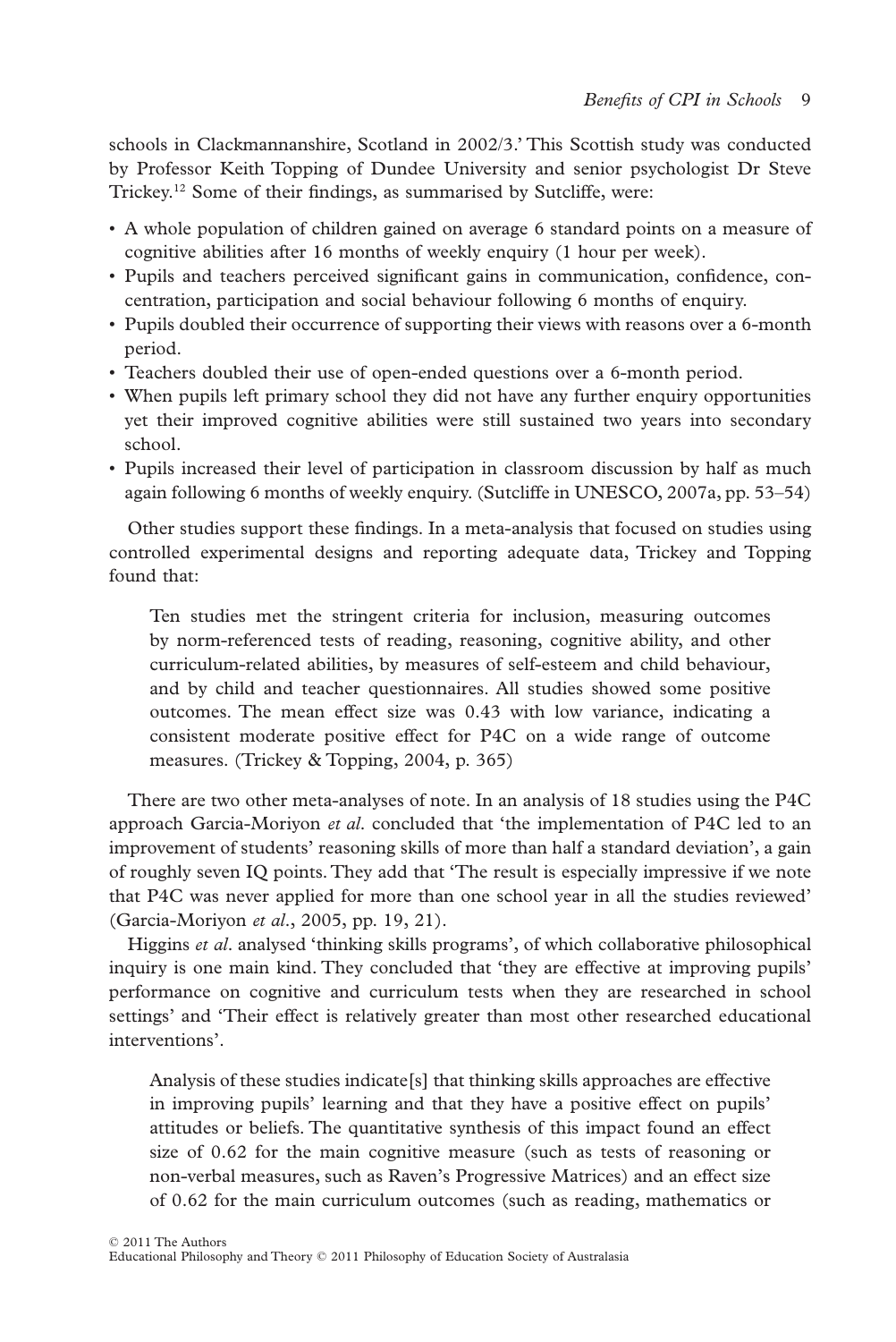schools in Clackmannanshire, Scotland in 2002/3.' This Scottish study was conducted by Professor Keith Topping of Dundee University and senior psychologist Dr Steve Trickey.[12] Some of their findings, as summarised by Sutcliffe, were:

- A whole population of children gained on average 6 standard points on a measure of cognitive abilities after 16 months of weekly enquiry (1 hour per week).
- Pupils and teachers perceived significant gains in communication, confidence, concentration, participation and social behaviour following 6 months of enquiry.
- Pupils doubled their occurrence of supporting their views with reasons over a 6-month period.
- Teachers doubled their use of open-ended questions over a 6-month period.
- When pupils left primary school they did not have any further enquiry opportunities yet their improved cognitive abilities were still sustained two years into secondary school.
- Pupils increased their level of participation in classroom discussion by half as much again following 6 months of weekly enquiry. (Sutcliffe in UNESCO, 2007a, pp. 53–54)

Other studies support these findings. In a meta-analysis that focused on studies using controlled experimental designs and reporting adequate data, Trickey and Topping found that:

> Ten studies met the stringent criteria for inclusion, measuring outcomes by norm-referenced tests of reading, reasoning, cognitive ability, and other curriculum-related abilities, by measures of self-esteem and child behaviour, and by child and teacher questionnaires. All studies showed some positive outcomes. The mean effect size was 0.43 with low variance, indicating a consistent moderate positive effect for P4C on a wide range of outcome measures. (Trickey & Topping, 2004, p. 365)

There are two other meta-analyses of note. In an analysis of 18 studies using the P4C approach Garcia-Moriyon *et al*. concluded that 'the implementation of P4C led to an improvement of students' reasoning skills of more than half a standard deviation', a gain of roughly seven IQ points. They add that 'The result is especially impressive if we note that P4C was never applied for more than one school year in all the studies reviewed' (Garcia-Moriyon *et al*., 2005, pp. 19, 21).

Higgins *et al*. analysed 'thinking skills programs', of which collaborative philosophical inquiry is one main kind. They concluded that 'they are effective at improving pupils' performance on cognitive and curriculum tests when they are researched in school settings' and 'Their effect is relatively greater than most other researched educational interventions'.

> Analysis of these studies indicate[s] that thinking skills approaches are effective in improving pupils' learning and that they have a positive effect on pupils' attitudes or beliefs. The quantitative synthesis of this impact found an effect size of 0.62 for the main cognitive measure (such as tests of reasoning or non-verbal measures, such as Raven's Progressive Matrices) and an effect size of 0.62 for the main curriculum outcomes (such as reading, mathematics or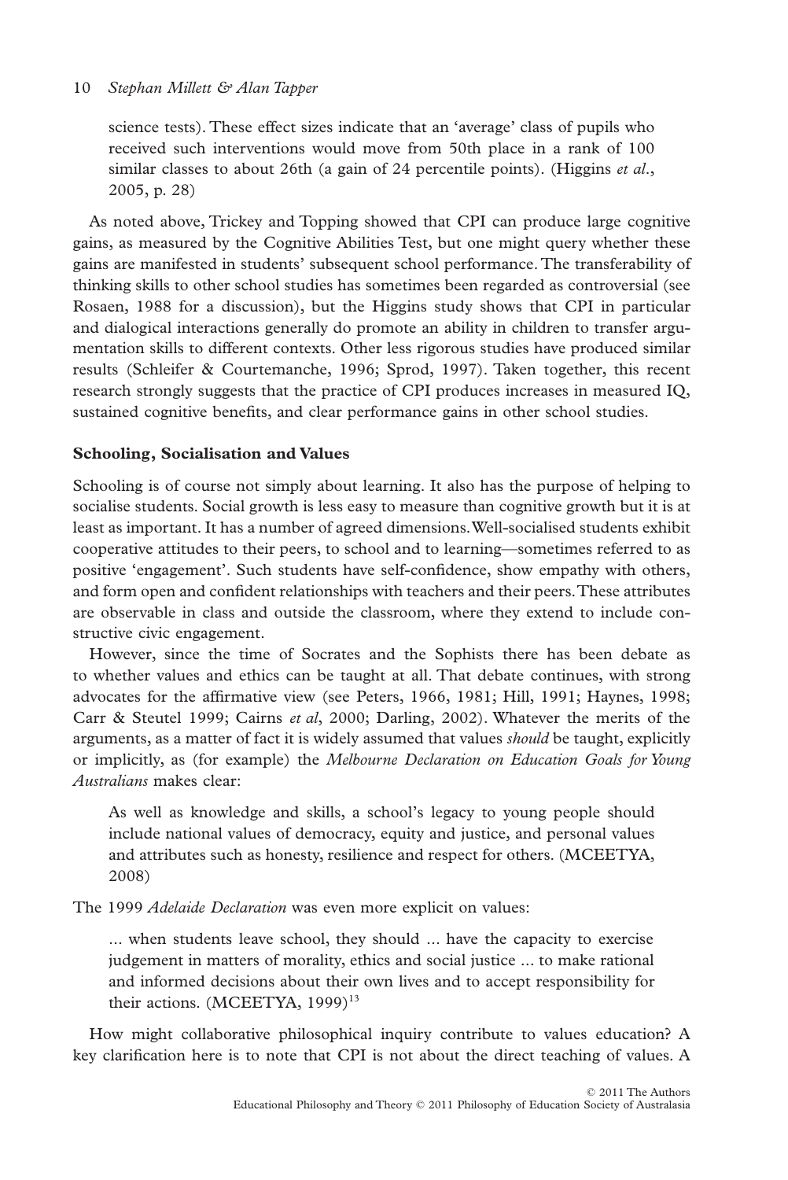> science tests). These effect sizes indicate that an 'average' class of pupils who received such interventions would move from 50th place in a rank of 100 similar classes to about 26th (a gain of 24 percentile points). (Higgins *et al*., 2005, p. 28)

As noted above, Trickey and Topping showed that CPI can produce large cognitive gains, as measured by the Cognitive Abilities Test, but one might query whether these gains are manifested in students' subsequent school performance. The transferability of thinking skills to other school studies has sometimes been regarded as controversial (see Rosaen, 1988 for a discussion), but the Higgins study shows that CPI in particular and dialogical interactions generally do promote an ability in children to transfer argumentation skills to different contexts. Other less rigorous studies have produced similar results (Schleifer & Courtemanche, 1996; Sprod, 1997). Taken together, this recent research strongly suggests that the practice of CPI produces increases in measured IQ, sustained cognitive benefits, and clear performance gains in other school studies.

### Schooling, Socialisation and Values

Schooling is of course not simply about learning. It also has the purpose of helping to socialise students. Social growth is less easy to measure than cognitive growth but it is at least as important. It has a number of agreed dimensions. Well-socialised students exhibit cooperative attitudes to their peers, to school and to learning—sometimes referred to as positive 'engagement'. Such students have self-confidence, show empathy with others, and form open and confident relationships with teachers and their peers. These attributes are observable in class and outside the classroom, where they extend to include constructive civic engagement.

However, since the time of Socrates and the Sophists there has been debate as to whether values and ethics can be taught at all. That debate continues, with strong advocates for the affirmative view (see Peters, 1966, 1981; Hill, 1991; Haynes, 1998; Carr & Steutel 1999; Cairns *et al*, 2000; Darling, 2002). Whatever the merits of the arguments, as a matter of fact it is widely assumed that values *should* be taught, explicitly or implicitly, as (for example) the *Melbourne Declaration on Education Goals for Young Australians* makes clear:

> As well as knowledge and skills, a school's legacy to young people should include national values of democracy, equity and justice, and personal values and attributes such as honesty, resilience and respect for others. (MCEETYA, 2008)

The 1999 *Adelaide Declaration* was even more explicit on values:

> ... when students leave school, they should ... have the capacity to exercise judgement in matters of morality, ethics and social justice ... to make rational and informed decisions about their own lives and to accept responsibility for their actions. (MCEETYA, 1999)[13]

How might collaborative philosophical inquiry contribute to values education? A key clarification here is to note that CPI is not about the direct teaching of values. A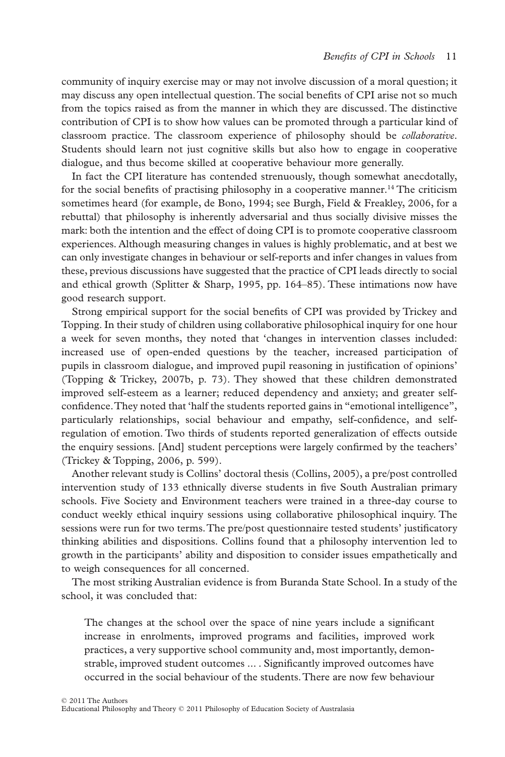community of inquiry exercise may or may not involve discussion of a moral question; it may discuss any open intellectual question. The social benefits of CPI arise not so much from the topics raised as from the manner in which they are discussed. The distinctive contribution of CPI is to show how values can be promoted through a particular kind of classroom practice. The classroom experience of philosophy should be *collaborative*. Students should learn not just cognitive skills but also how to engage in cooperative dialogue, and thus become skilled at cooperative behaviour more generally.

In fact the CPI literature has contended strenuously, though somewhat anecdotally, for the social benefits of practising philosophy in a cooperative manner.[14] The criticism sometimes heard (for example, de Bono, 1994; see Burgh, Field & Freakley, 2006, for a rebuttal) that philosophy is inherently adversarial and thus socially divisive misses the mark: both the intention and the effect of doing CPI is to promote cooperative classroom experiences. Although measuring changes in values is highly problematic, and at best we can only investigate changes in behaviour or self-reports and infer changes in values from these, previous discussions have suggested that the practice of CPI leads directly to social and ethical growth (Splitter & Sharp, 1995, pp. 164–85). These intimations now have good research support.

Strong empirical support for the social benefits of CPI was provided by Trickey and Topping. In their study of children using collaborative philosophical inquiry for one hour a week for seven months, they noted that 'changes in intervention classes included: increased use of open-ended questions by the teacher, increased participation of pupils in classroom dialogue, and improved pupil reasoning in justification of opinions' (Topping & Trickey, 2007b, p. 73). They showed that these children demonstrated improved self-esteem as a learner; reduced dependency and anxiety; and greater self-confidence. They noted that 'half the students reported gains in "emotional intelligence", particularly relationships, social behaviour and empathy, self-confidence, and self-regulation of emotion. Two thirds of students reported generalization of effects outside the enquiry sessions. [And] student perceptions were largely confirmed by the teachers' (Trickey & Topping, 2006, p. 599).

Another relevant study is Collins' doctoral thesis (Collins, 2005), a pre/post controlled intervention study of 133 ethnically diverse students in five South Australian primary schools. Five Society and Environment teachers were trained in a three-day course to conduct weekly ethical inquiry sessions using collaborative philosophical inquiry. The sessions were run for two terms. The pre/post questionnaire tested students' justificatory thinking abilities and dispositions. Collins found that a philosophy intervention led to growth in the participants' ability and disposition to consider issues empathetically and to weigh consequences for all concerned.

The most striking Australian evidence is from Buranda State School. In a study of the school, it was concluded that:

> The changes at the school over the space of nine years include a significant increase in enrolments, improved programs and facilities, improved work practices, a very supportive school community and, most importantly, demonstrable, improved student outcomes ... . Significantly improved outcomes have occurred in the social behaviour of the students. There are now few behaviour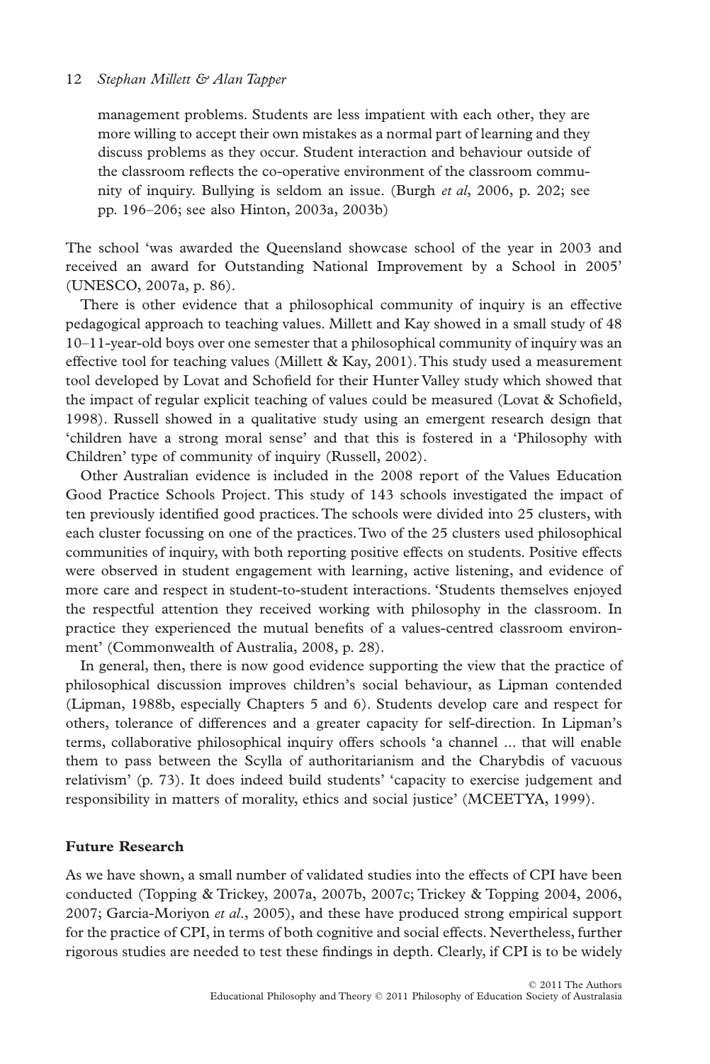> management problems. Students are less impatient with each other, they are more willing to accept their own mistakes as a normal part of learning and they discuss problems as they occur. Student interaction and behaviour outside of the classroom reflects the co-operative environment of the classroom community of inquiry. Bullying is seldom an issue. (Burgh *et al*, 2006, p. 202; see pp. 196–206; see also Hinton, 2003a, 2003b)

The school 'was awarded the Queensland showcase school of the year in 2003 and received an award for Outstanding National Improvement by a School in 2005' (UNESCO, 2007a, p. 86).

There is other evidence that a philosophical community of inquiry is an effective pedagogical approach to teaching values. Millett and Kay showed in a small study of 48 10–11-year-old boys over one semester that a philosophical community of inquiry was an effective tool for teaching values (Millett & Kay, 2001). This study used a measurement tool developed by Lovat and Schofield for their Hunter Valley study which showed that the impact of regular explicit teaching of values could be measured (Lovat & Schofield, 1998). Russell showed in a qualitative study using an emergent research design that 'children have a strong moral sense' and that this is fostered in a 'Philosophy with Children' type of community of inquiry (Russell, 2002).

Other Australian evidence is included in the 2008 report of the Values Education Good Practice Schools Project. This study of 143 schools investigated the impact of ten previously identified good practices. The schools were divided into 25 clusters, with each cluster focussing on one of the practices. Two of the 25 clusters used philosophical communities of inquiry, with both reporting positive effects on students. Positive effects were observed in student engagement with learning, active listening, and evidence of more care and respect in student-to-student interactions. 'Students themselves enjoyed the respectful attention they received working with philosophy in the classroom. In practice they experienced the mutual benefits of a values-centred classroom environment' (Commonwealth of Australia, 2008, p. 28).

In general, then, there is now good evidence supporting the view that the practice of philosophical discussion improves children's social behaviour, as Lipman contended (Lipman, 1988b, especially Chapters 5 and 6). Students develop care and respect for others, tolerance of differences and a greater capacity for self-direction. In Lipman's terms, collaborative philosophical inquiry offers schools 'a channel ... that will enable them to pass between the Scylla of authoritarianism and the Charybdis of vacuous relativism' (p. 73). It does indeed build students' 'capacity to exercise judgement and responsibility in matters of morality, ethics and social justice' (MCEETYA, 1999).

## Future Research

As we have shown, a small number of validated studies into the effects of CPI have been conducted (Topping & Trickey, 2007a, 2007b, 2007c; Trickey & Topping 2004, 2006, 2007; Garcia-Moriyon *et al*., 2005), and these have produced strong empirical support for the practice of CPI, in terms of both cognitive and social effects. Nevertheless, further rigorous studies are needed to test these findings in depth. Clearly, if CPI is to be widely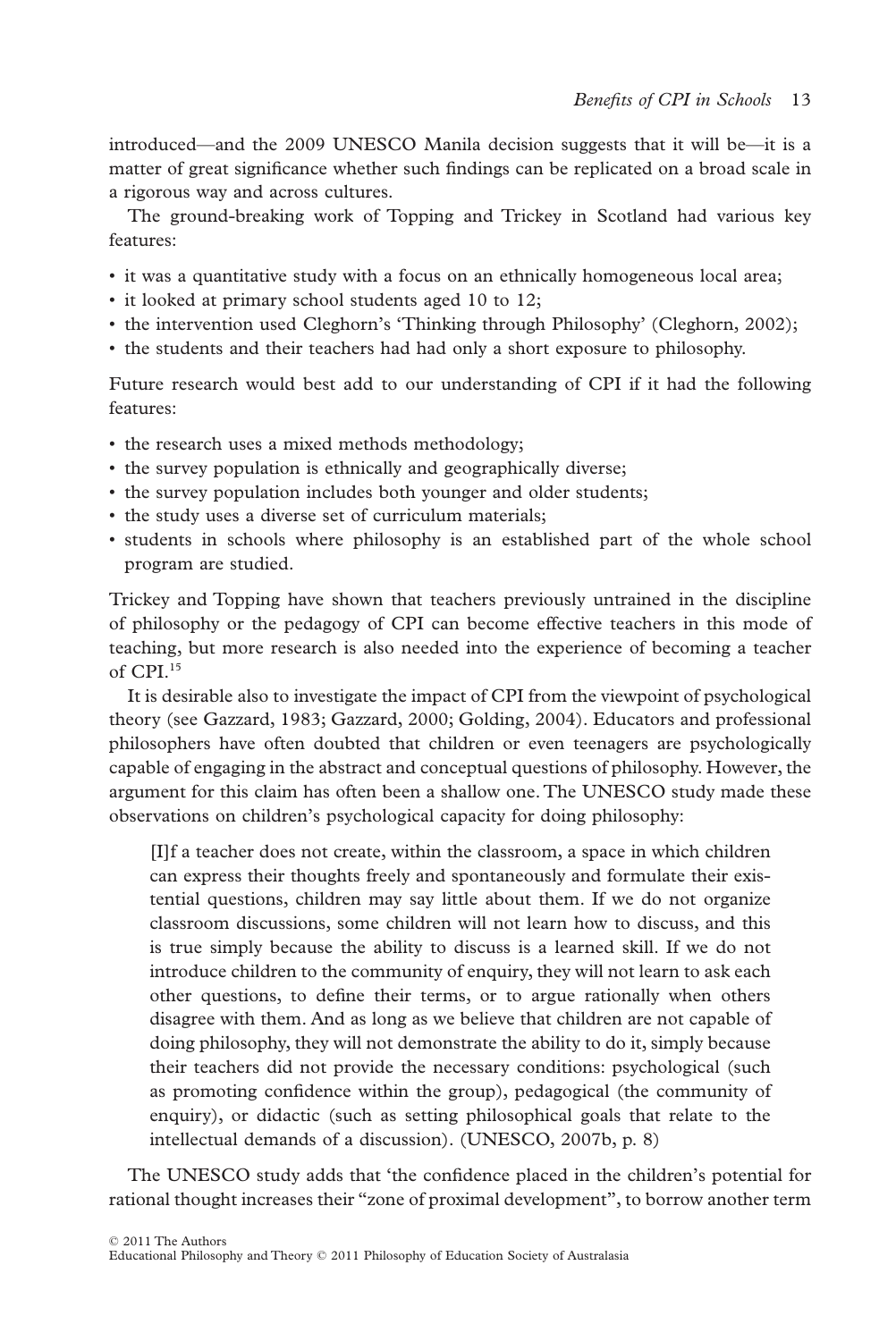introduced—and the 2009 UNESCO Manila decision suggests that it will be—it is a matter of great significance whether such findings can be replicated on a broad scale in a rigorous way and across cultures.

The ground-breaking work of Topping and Trickey in Scotland had various key features:

- it was a quantitative study with a focus on an ethnically homogeneous local area;
- it looked at primary school students aged 10 to 12;
- the intervention used Cleghorn's 'Thinking through Philosophy' (Cleghorn, 2002);
- the students and their teachers had had only a short exposure to philosophy.

Future research would best add to our understanding of CPI if it had the following features:

- the research uses a mixed methods methodology;
- the survey population is ethnically and geographically diverse;
- the survey population includes both younger and older students;
- the study uses a diverse set of curriculum materials;
- students in schools where philosophy is an established part of the whole school program are studied.

Trickey and Topping have shown that teachers previously untrained in the discipline of philosophy or the pedagogy of CPI can become effective teachers in this mode of teaching, but more research is also needed into the experience of becoming a teacher of CPI.[15]

It is desirable also to investigate the impact of CPI from the viewpoint of psychological theory (see Gazzard, 1983; Gazzard, 2000; Golding, 2004). Educators and professional philosophers have often doubted that children or even teenagers are psychologically capable of engaging in the abstract and conceptual questions of philosophy. However, the argument for this claim has often been a shallow one. The UNESCO study made these observations on children's psychological capacity for doing philosophy:

> [I]f a teacher does not create, within the classroom, a space in which children can express their thoughts freely and spontaneously and formulate their existential questions, children may say little about them. If we do not organize classroom discussions, some children will not learn how to discuss, and this is true simply because the ability to discuss is a learned skill. If we do not introduce children to the community of enquiry, they will not learn to ask each other questions, to define their terms, or to argue rationally when others disagree with them. And as long as we believe that children are not capable of doing philosophy, they will not demonstrate the ability to do it, simply because their teachers did not provide the necessary conditions: psychological (such as promoting confidence within the group), pedagogical (the community of enquiry), or didactic (such as setting philosophical goals that relate to the intellectual demands of a discussion). (UNESCO, 2007b, p. 8)

The UNESCO study adds that 'the confidence placed in the children's potential for rational thought increases their "zone of proximal development", to borrow another term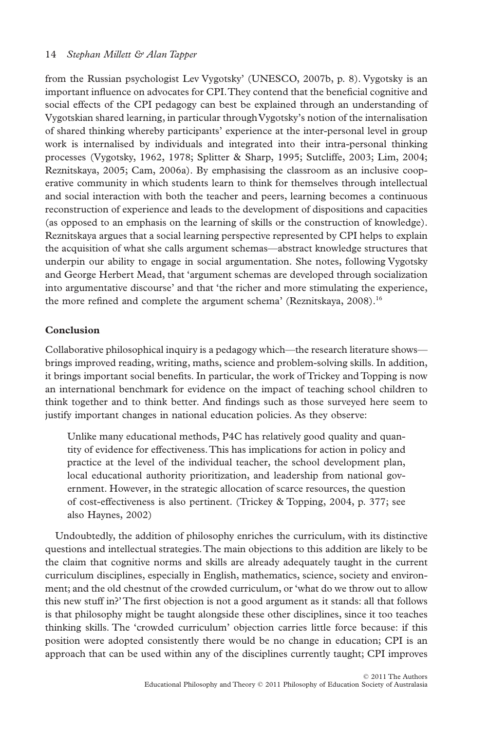from the Russian psychologist Lev Vygotsky' (UNESCO, 2007b, p. 8). Vygotsky is an important influence on advocates for CPI. They contend that the beneficial cognitive and social effects of the CPI pedagogy can best be explained through an understanding of Vygotskian shared learning, in particular through Vygotsky's notion of the internalisation of shared thinking whereby participants' experience at the inter-personal level in group work is internalised by individuals and integrated into their intra-personal thinking processes (Vygotsky, 1962, 1978; Splitter & Sharp, 1995; Sutcliffe, 2003; Lim, 2004; Reznitskaya, 2005; Cam, 2006a). By emphasising the classroom as an inclusive cooperative community in which students learn to think for themselves through intellectual and social interaction with both the teacher and peers, learning becomes a continuous reconstruction of experience and leads to the development of dispositions and capacities (as opposed to an emphasis on the learning of skills or the construction of knowledge). Reznitskaya argues that a social learning perspective represented by CPI helps to explain the acquisition of what she calls argument schemas—abstract knowledge structures that underpin our ability to engage in social argumentation. She notes, following Vygotsky and George Herbert Mead, that 'argument schemas are developed through socialization into argumentative discourse' and that 'the richer and more stimulating the experience, the more refined and complete the argument schema' (Reznitskaya, 2008).[16]

## Conclusion

Collaborative philosophical inquiry is a pedagogy which—the research literature shows—brings improved reading, writing, maths, science and problem-solving skills. In addition, it brings important social benefits. In particular, the work of Trickey and Topping is now an international benchmark for evidence on the impact of teaching school children to think together and to think better. And findings such as those surveyed here seem to justify important changes in national education policies. As they observe:

> Unlike many educational methods, P4C has relatively good quality and quantity of evidence for effectiveness. This has implications for action in policy and practice at the level of the individual teacher, the school development plan, local educational authority prioritization, and leadership from national government. However, in the strategic allocation of scarce resources, the question of cost-effectiveness is also pertinent. (Trickey & Topping, 2004, p. 377; see also Haynes, 2002)

Undoubtedly, the addition of philosophy enriches the curriculum, with its distinctive questions and intellectual strategies. The main objections to this addition are likely to be the claim that cognitive norms and skills are already adequately taught in the current curriculum disciplines, especially in English, mathematics, science, society and environment; and the old chestnut of the crowded curriculum, or 'what do we throw out to allow this new stuff in?' The first objection is not a good argument as it stands: all that follows is that philosophy might be taught alongside these other disciplines, since it too teaches thinking skills. The 'crowded curriculum' objection carries little force because: if this position were adopted consistently there would be no change in education; CPI is an approach that can be used within any of the disciplines currently taught; CPI improves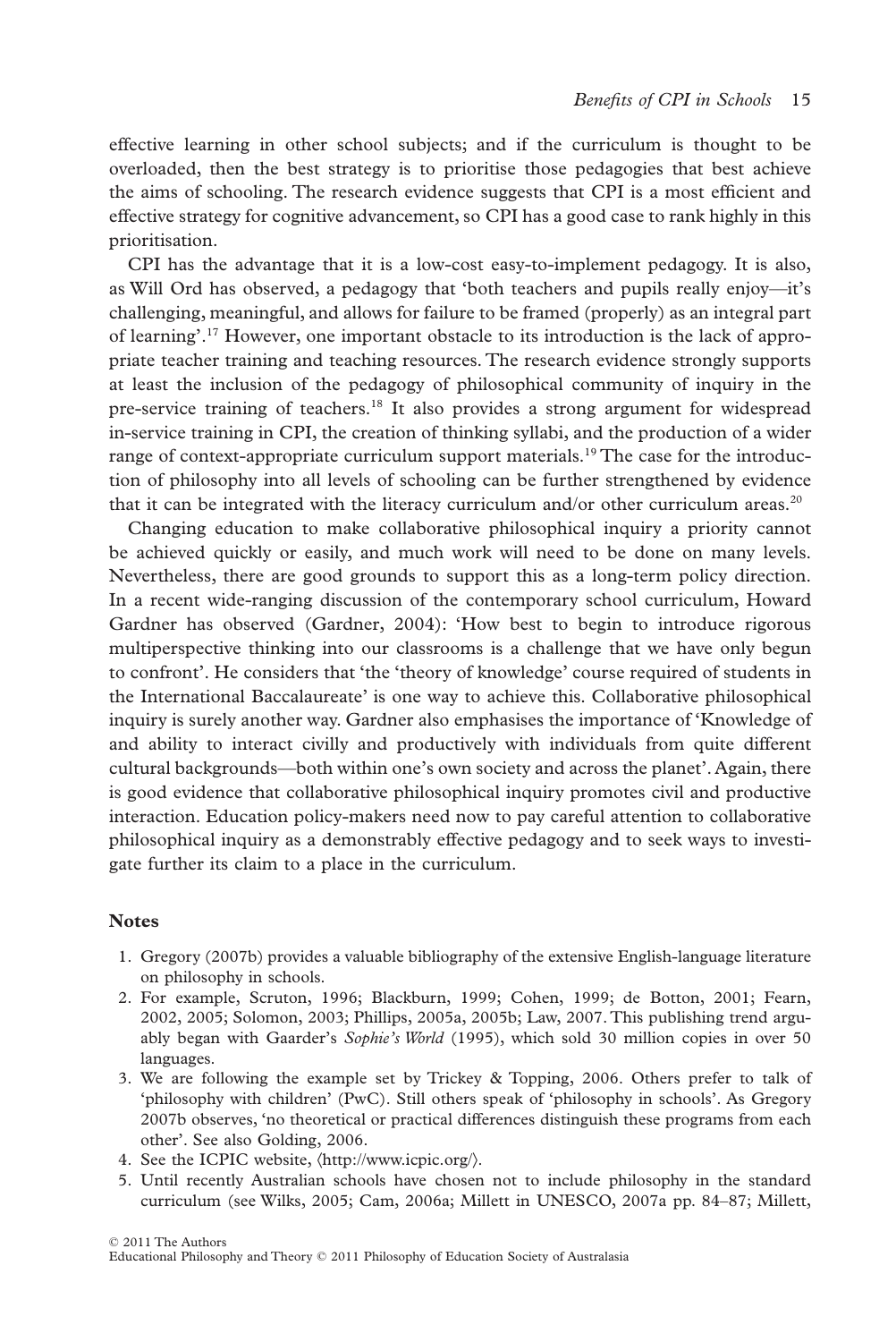effective learning in other school subjects; and if the curriculum is thought to be overloaded, then the best strategy is to prioritise those pedagogies that best achieve the aims of schooling. The research evidence suggests that CPI is a most efficient and effective strategy for cognitive advancement, so CPI has a good case to rank highly in this prioritisation.

CPI has the advantage that it is a low-cost easy-to-implement pedagogy. It is also, as Will Ord has observed, a pedagogy that 'both teachers and pupils really enjoy—it's challenging, meaningful, and allows for failure to be framed (properly) as an integral part of learning'.[17] However, one important obstacle to its introduction is the lack of appropriate teacher training and teaching resources. The research evidence strongly supports at least the inclusion of the pedagogy of philosophical community of inquiry in the pre-service training of teachers.[18] It also provides a strong argument for widespread in-service training in CPI, the creation of thinking syllabi, and the production of a wider range of context-appropriate curriculum support materials.[19] The case for the introduction of philosophy into all levels of schooling can be further strengthened by evidence that it can be integrated with the literacy curriculum and/or other curriculum areas.[20]

Changing education to make collaborative philosophical inquiry a priority cannot be achieved quickly or easily, and much work will need to be done on many levels. Nevertheless, there are good grounds to support this as a long-term policy direction. In a recent wide-ranging discussion of the contemporary school curriculum, Howard Gardner has observed (Gardner, 2004): 'How best to begin to introduce rigorous multiperspective thinking into our classrooms is a challenge that we have only begun to confront'. He considers that 'the 'theory of knowledge' course required of students in the International Baccalaureate' is one way to achieve this. Collaborative philosophical inquiry is surely another way. Gardner also emphasises the importance of 'Knowledge of and ability to interact civilly and productively with individuals from quite different cultural backgrounds—both within one's own society and across the planet'. Again, there is good evidence that collaborative philosophical inquiry promotes civil and productive interaction. Education policy-makers need now to pay careful attention to collaborative philosophical inquiry as a demonstrably effective pedagogy and to seek ways to investigate further its claim to a place in the curriculum.

## Notes

1. Gregory (2007b) provides a valuable bibliography of the extensive English-language literature on philosophy in schools.
2. For example, Scruton, 1996; Blackburn, 1999; Cohen, 1999; de Botton, 2001; Fearn, 2002, 2005; Solomon, 2003; Phillips, 2005a, 2005b; Law, 2007. This publishing trend arguably began with Gaarder's *Sophie's World* (1995), which sold 30 million copies in over 50 languages.
3. We are following the example set by Trickey & Topping, 2006. Others prefer to talk of 'philosophy with children' (PwC). Still others speak of 'philosophy in schools'. As Gregory 2007b observes, 'no theoretical or practical differences distinguish these programs from each other'. See also Golding, 2006.
4. See the ICPIC website, ⟨http://www.icpic.org/⟩.
5. Until recently Australian schools have chosen not to include philosophy in the standard curriculum (see Wilks, 2005; Cam, 2006a; Millett in UNESCO, 2007a pp. 84–87; Millett,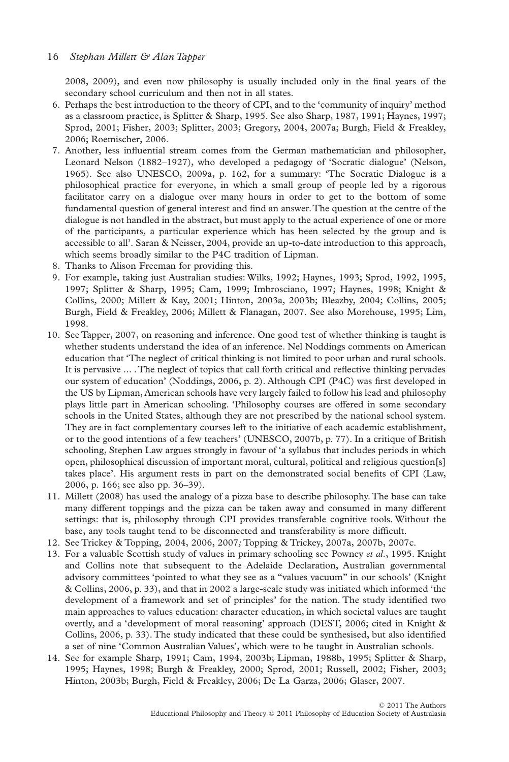2008, 2009), and even now philosophy is usually included only in the final years of the secondary school curriculum and then not in all states.

6. Perhaps the best introduction to the theory of CPI, and to the 'community of inquiry' method as a classroom practice, is Splitter & Sharp, 1995. See also Sharp, 1987, 1991; Haynes, 1997; Sprod, 2001; Fisher, 2003; Splitter, 2003; Gregory, 2004, 2007a; Burgh, Field & Freakley, 2006; Roemischer, 2006.
7. Another, less influential stream comes from the German mathematician and philosopher, Leonard Nelson (1882–1927), who developed a pedagogy of 'Socratic dialogue' (Nelson, 1965). See also UNESCO, 2009a, p. 162, for a summary: 'The Socratic Dialogue is a philosophical practice for everyone, in which a small group of people led by a rigorous facilitator carry on a dialogue over many hours in order to get to the bottom of some fundamental question of general interest and find an answer. The question at the centre of the dialogue is not handled in the abstract, but must apply to the actual experience of one or more of the participants, a particular experience which has been selected by the group and is accessible to all'. Saran & Neisser, 2004, provide an up-to-date introduction to this approach, which seems broadly similar to the P4C tradition of Lipman.
8. Thanks to Alison Freeman for providing this.
9. For example, taking just Australian studies: Wilks, 1992; Haynes, 1993; Sprod, 1992, 1995, 1997; Splitter & Sharp, 1995; Cam, 1999; Imbrosciano, 1997; Haynes, 1998; Knight & Collins, 2000; Millett & Kay, 2001; Hinton, 2003a, 2003b; Bleazby, 2004; Collins, 2005; Burgh, Field & Freakley, 2006; Millett & Flanagan, 2007. See also Morehouse, 1995; Lim, 1998.
10. See Tapper, 2007, on reasoning and inference. One good test of whether thinking is taught is whether students understand the idea of an inference. Nel Noddings comments on American education that 'The neglect of critical thinking is not limited to poor urban and rural schools. It is pervasive ... . The neglect of topics that call forth critical and reflective thinking pervades our system of education' (Noddings, 2006, p. 2). Although CPI (P4C) was first developed in the US by Lipman, American schools have very largely failed to follow his lead and philosophy plays little part in American schooling. 'Philosophy courses are offered in some secondary schools in the United States, although they are not prescribed by the national school system. They are in fact complementary courses left to the initiative of each academic establishment, or to the good intentions of a few teachers' (UNESCO, 2007b, p. 77). In a critique of British schooling, Stephen Law argues strongly in favour of 'a syllabus that includes periods in which open, philosophical discussion of important moral, cultural, political and religious question[s] takes place'. His argument rests in part on the demonstrated social benefits of CPI (Law, 2006, p. 166; see also pp. 36–39).
11. Millett (2008) has used the analogy of a pizza base to describe philosophy. The base can take many different toppings and the pizza can be taken away and consumed in many different settings: that is, philosophy through CPI provides transferable cognitive tools. Without the base, any tools taught tend to be disconnected and transferability is more difficult.
12. See Trickey & Topping, 2004, 2006, 2007; Topping & Trickey, 2007a, 2007b, 2007c.
13. For a valuable Scottish study of values in primary schooling see Powney *et al*., 1995. Knight and Collins note that subsequent to the Adelaide Declaration, Australian governmental advisory committees 'pointed to what they see as a "values vacuum" in our schools' (Knight & Collins, 2006, p. 33), and that in 2002 a large-scale study was initiated which informed 'the development of a framework and set of principles' for the nation. The study identified two main approaches to values education: character education, in which societal values are taught overtly, and a 'development of moral reasoning' approach (DEST, 2006; cited in Knight & Collins, 2006, p. 33). The study indicated that these could be synthesised, but also identified a set of nine 'Common Australian Values', which were to be taught in Australian schools.
14. See for example Sharp, 1991; Cam, 1994, 2003b; Lipman, 1988b, 1995; Splitter & Sharp, 1995; Haynes, 1998; Burgh & Freakley, 2000; Sprod, 2001; Russell, 2002; Fisher, 2003; Hinton, 2003b; Burgh, Field & Freakley, 2006; De La Garza, 2006; Glaser, 2007.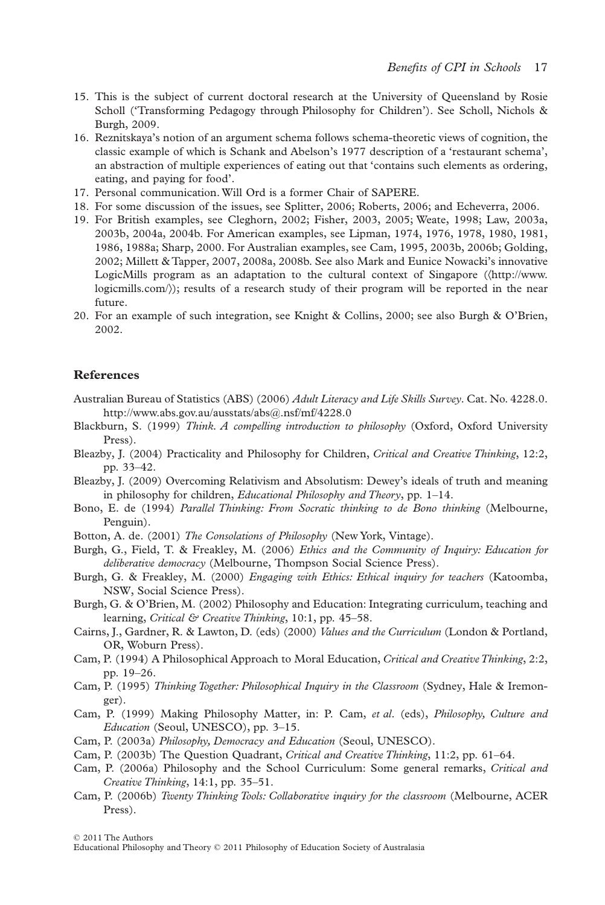15. This is the subject of current doctoral research at the University of Queensland by Rosie Scholl ('Transforming Pedagogy through Philosophy for Children'). See Scholl, Nichols & Burgh, 2009.
16. Reznitskaya's notion of an argument schema follows schema-theoretic views of cognition, the classic example of which is Schank and Abelson's 1977 description of a 'restaurant schema', an abstraction of multiple experiences of eating out that 'contains such elements as ordering, eating, and paying for food'.
17. Personal communication. Will Ord is a former Chair of SAPERE.
18. For some discussion of the issues, see Splitter, 2006; Roberts, 2006; and Echeverra, 2006.
19. For British examples, see Cleghorn, 2002; Fisher, 2003, 2005; Weate, 1998; Law, 2003a, 2003b, 2004a, 2004b. For American examples, see Lipman, 1974, 1976, 1978, 1980, 1981, 1986, 1988a; Sharp, 2000. For Australian examples, see Cam, 1995, 2003b, 2006b; Golding, 2002; Millett & Tapper, 2007, 2008a, 2008b. See also Mark and Eunice Nowacki's innovative LogicMills program as an adaptation to the cultural context of Singapore (⟨http://www.logicmills.com/⟩); results of a research study of their program will be reported in the near future.
20. For an example of such integration, see Knight & Collins, 2000; see also Burgh & O'Brien, 2002.

## References

Australian Bureau of Statistics (ABS) (2006) *Adult Literacy and Life Skills Survey*. Cat. No. 4228.0. http://www.abs.gov.au/ausstats/abs@.nsf/mf/4228.0

Blackburn, S. (1999) *Think. A compelling introduction to philosophy* (Oxford, Oxford University Press).

Bleazby, J. (2004) Practicality and Philosophy for Children, *Critical and Creative Thinking*, 12:2, pp. 33–42.

Bleazby, J. (2009) Overcoming Relativism and Absolutism: Dewey's ideals of truth and meaning in philosophy for children, *Educational Philosophy and Theory*, pp. 1–14.

Bono, E. de (1994) *Parallel Thinking: From Socratic thinking to de Bono thinking* (Melbourne, Penguin).

Botton, A. de. (2001) *The Consolations of Philosophy* (New York, Vintage).

Burgh, G., Field, T. & Freakley, M. (2006) *Ethics and the Community of Inquiry: Education for deliberative democracy* (Melbourne, Thompson Social Science Press).

Burgh, G. & Freakley, M. (2000) *Engaging with Ethics: Ethical inquiry for teachers* (Katoomba, NSW, Social Science Press).

Burgh, G. & O'Brien, M. (2002) Philosophy and Education: Integrating curriculum, teaching and learning, *Critical & Creative Thinking*, 10:1, pp. 45–58.

Cairns, J., Gardner, R. & Lawton, D. (eds) (2000) *Values and the Curriculum* (London & Portland, OR, Woburn Press).

Cam, P. (1994) A Philosophical Approach to Moral Education, *Critical and Creative Thinking*, 2:2, pp. 19–26.

Cam, P. (1995) *Thinking Together: Philosophical Inquiry in the Classroom* (Sydney, Hale & Iremonger).

Cam, P. (1999) Making Philosophy Matter, in: P. Cam, *et al*. (eds), *Philosophy, Culture and Education* (Seoul, UNESCO), pp. 3–15.

Cam, P. (2003a) *Philosophy, Democracy and Education* (Seoul, UNESCO).

Cam, P. (2003b) The Question Quadrant, *Critical and Creative Thinking*, 11:2, pp. 61–64.

Cam, P. (2006a) Philosophy and the School Curriculum: Some general remarks, *Critical and Creative Thinking*, 14:1, pp. 35–51.

Cam, P. (2006b) *Twenty Thinking Tools: Collaborative inquiry for the classroom* (Melbourne, ACER Press).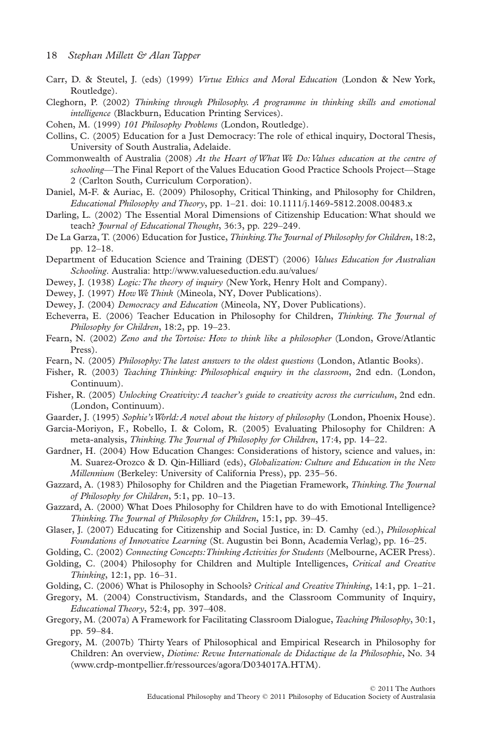Carr, D. & Steutel, J. (eds) (1999) *Virtue Ethics and Moral Education* (London & New York, Routledge).

Cleghorn, P. (2002) *Thinking through Philosophy. A programme in thinking skills and emotional intelligence* (Blackburn, Education Printing Services).

Cohen, M. (1999) *101 Philosophy Problems* (London, Routledge).

Collins, C. (2005) Education for a Just Democracy: The role of ethical inquiry, Doctoral Thesis, University of South Australia, Adelaide.

Commonwealth of Australia (2008) *At the Heart of What We Do: Values education at the centre of schooling*—The Final Report of the Values Education Good Practice Schools Project—Stage 2 (Carlton South, Curriculum Corporation).

Daniel, M-F. & Auriac, E. (2009) Philosophy, Critical Thinking, and Philosophy for Children, *Educational Philosophy and Theory*, pp. 1–21. doi: 10.1111/j.1469-5812.2008.00483.x

Darling, L. (2002) The Essential Moral Dimensions of Citizenship Education: What should we teach? *Journal of Educational Thought*, 36:3, pp. 229–249.

De La Garza, T. (2006) Education for Justice, *Thinking. The Journal of Philosophy for Children*, 18:2, pp. 12–18.

Department of Education Science and Training (DEST) (2006) *Values Education for Australian Schooling*. Australia: http://www.valueseduction.edu.au/values/

Dewey, J. (1938) *Logic: The theory of inquiry* (New York, Henry Holt and Company).

Dewey, J. (1997) *How We Think* (Mineola, NY, Dover Publications).

Dewey, J. (2004) *Democracy and Education* (Mineola, NY, Dover Publications).

Echeverra, E. (2006) Teacher Education in Philosophy for Children, *Thinking. The Journal of Philosophy for Children*, 18:2, pp. 19–23.

Fearn, N. (2002) *Zeno and the Tortoise: How to think like a philosopher* (London, Grove/Atlantic Press).

Fearn, N. (2005) *Philosophy: The latest answers to the oldest questions* (London, Atlantic Books).

Fisher, R. (2003) *Teaching Thinking: Philosophical enquiry in the classroom*, 2nd edn. (London, Continuum).

Fisher, R. (2005) *Unlocking Creativity: A teacher's guide to creativity across the curriculum*, 2nd edn. (London, Continuum).

Gaarder, J. (1995) *Sophie's World: A novel about the history of philosophy* (London, Phoenix House).

Garcia-Moriyon, F., Robello, I. & Colom, R. (2005) Evaluating Philosophy for Children: A meta-analysis, *Thinking. The Journal of Philosophy for Children*, 17:4, pp. 14–22.

Gardner, H. (2004) How Education Changes: Considerations of history, science and values, in: M. Suarez-Orozco & D. Qin-Hilliard (eds), *Globalization: Culture and Education in the New Millennium* (Berkeley: University of California Press), pp. 235–56.

Gazzard, A. (1983) Philosophy for Children and the Piagetian Framework, *Thinking. The Journal of Philosophy for Children*, 5:1, pp. 10–13.

Gazzard, A. (2000) What Does Philosophy for Children have to do with Emotional Intelligence? *Thinking. The Journal of Philosophy for Children*, 15:1, pp. 39–45.

Glaser, J. (2007) Educating for Citizenship and Social Justice, in: D. Camhy (ed.), *Philosophical Foundations of Innovative Learning* (St. Augustin bei Bonn, Academia Verlag), pp. 16–25.

Golding, C. (2002) *Connecting Concepts: Thinking Activities for Students* (Melbourne, ACER Press).

Golding, C. (2004) Philosophy for Children and Multiple Intelligences, *Critical and Creative Thinking*, 12:1, pp. 16–31.

Golding, C. (2006) What is Philosophy in Schools? *Critical and Creative Thinking*, 14:1, pp. 1–21.

Gregory, M. (2004) Constructivism, Standards, and the Classroom Community of Inquiry, *Educational Theory*, 52:4, pp. 397–408.

Gregory, M. (2007a) A Framework for Facilitating Classroom Dialogue, *Teaching Philosophy*, 30:1, pp. 59–84.

Gregory, M. (2007b) Thirty Years of Philosophical and Empirical Research in Philosophy for Children: An overview, *Diotime: Revue Internationale de Didactique de la Philosophie*, No. 34 (www.crdp-montpellier.fr/ressources/agora/D034017A.HTM).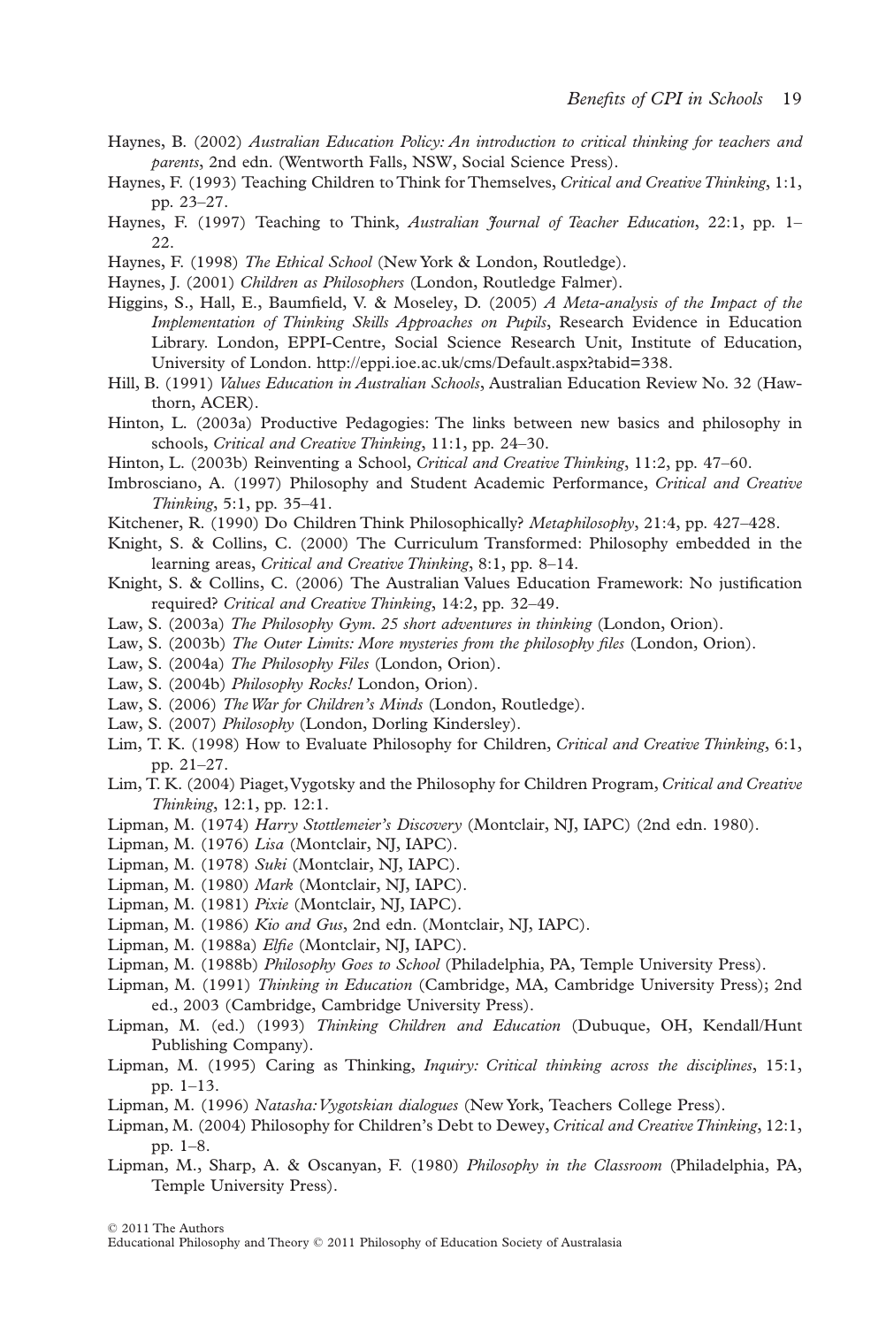Haynes, B. (2002) *Australian Education Policy: An introduction to critical thinking for teachers and parents*, 2nd edn. (Wentworth Falls, NSW, Social Science Press).

Haynes, F. (1993) Teaching Children to Think for Themselves, *Critical and Creative Thinking*, 1:1, pp. 23–27.

Haynes, F. (1997) Teaching to Think, *Australian Journal of Teacher Education*, 22:1, pp. 1–22.

Haynes, F. (1998) *The Ethical School* (New York & London, Routledge).

Haynes, J. (2001) *Children as Philosophers* (London, Routledge Falmer).

Higgins, S., Hall, E., Baumfield, V. & Moseley, D. (2005) *A Meta-analysis of the Impact of the Implementation of Thinking Skills Approaches on Pupils*, Research Evidence in Education Library. London, EPPI-Centre, Social Science Research Unit, Institute of Education, University of London. http://eppi.ioe.ac.uk/cms/Default.aspx?tabid=338.

Hill, B. (1991) *Values Education in Australian Schools*, Australian Education Review No. 32 (Hawthorn, ACER).

Hinton, L. (2003a) Productive Pedagogies: The links between new basics and philosophy in schools, *Critical and Creative Thinking*, 11:1, pp. 24–30.

Hinton, L. (2003b) Reinventing a School, *Critical and Creative Thinking*, 11:2, pp. 47–60.

Imbrosciano, A. (1997) Philosophy and Student Academic Performance, *Critical and Creative Thinking*, 5:1, pp. 35–41.

Kitchener, R. (1990) Do Children Think Philosophically? *Metaphilosophy*, 21:4, pp. 427–428.

Knight, S. & Collins, C. (2000) The Curriculum Transformed: Philosophy embedded in the learning areas, *Critical and Creative Thinking*, 8:1, pp. 8–14.

Knight, S. & Collins, C. (2006) The Australian Values Education Framework: No justification required? *Critical and Creative Thinking*, 14:2, pp. 32–49.

Law, S. (2003a) *The Philosophy Gym. 25 short adventures in thinking* (London, Orion).

Law, S. (2003b) *The Outer Limits: More mysteries from the philosophy files* (London, Orion).

Law, S. (2004a) *The Philosophy Files* (London, Orion).

Law, S. (2004b) *Philosophy Rocks!* London, Orion).

Law, S. (2006) *The War for Children's Minds* (London, Routledge).

Law, S. (2007) *Philosophy* (London, Dorling Kindersley).

Lim, T. K. (1998) How to Evaluate Philosophy for Children, *Critical and Creative Thinking*, 6:1, pp. 21–27.

Lim, T. K. (2004) Piaget, Vygotsky and the Philosophy for Children Program, *Critical and Creative Thinking*, 12:1, pp. 12:1.

Lipman, M. (1974) *Harry Stottlemeier's Discovery* (Montclair, NJ, IAPC) (2nd edn. 1980).

Lipman, M. (1976) *Lisa* (Montclair, NJ, IAPC).

Lipman, M. (1978) *Suki* (Montclair, NJ, IAPC).

Lipman, M. (1980) *Mark* (Montclair, NJ, IAPC).

Lipman, M. (1981) *Pixie* (Montclair, NJ, IAPC).

Lipman, M. (1986) *Kio and Gus*, 2nd edn. (Montclair, NJ, IAPC).

Lipman, M. (1988a) *Elfie* (Montclair, NJ, IAPC).

Lipman, M. (1988b) *Philosophy Goes to School* (Philadelphia, PA, Temple University Press).

Lipman, M. (1991) *Thinking in Education* (Cambridge, MA, Cambridge University Press); 2nd ed., 2003 (Cambridge, Cambridge University Press).

Lipman, M. (ed.) (1993) *Thinking Children and Education* (Dubuque, OH, Kendall/Hunt Publishing Company).

Lipman, M. (1995) Caring as Thinking, *Inquiry: Critical thinking across the disciplines*, 15:1, pp. 1–13.

Lipman, M. (1996) *Natasha: Vygotskian dialogues* (New York, Teachers College Press).

Lipman, M. (2004) Philosophy for Children's Debt to Dewey, *Critical and Creative Thinking*, 12:1, pp. 1–8.

Lipman, M., Sharp, A. & Oscanyan, F. (1980) *Philosophy in the Classroom* (Philadelphia, PA, Temple University Press).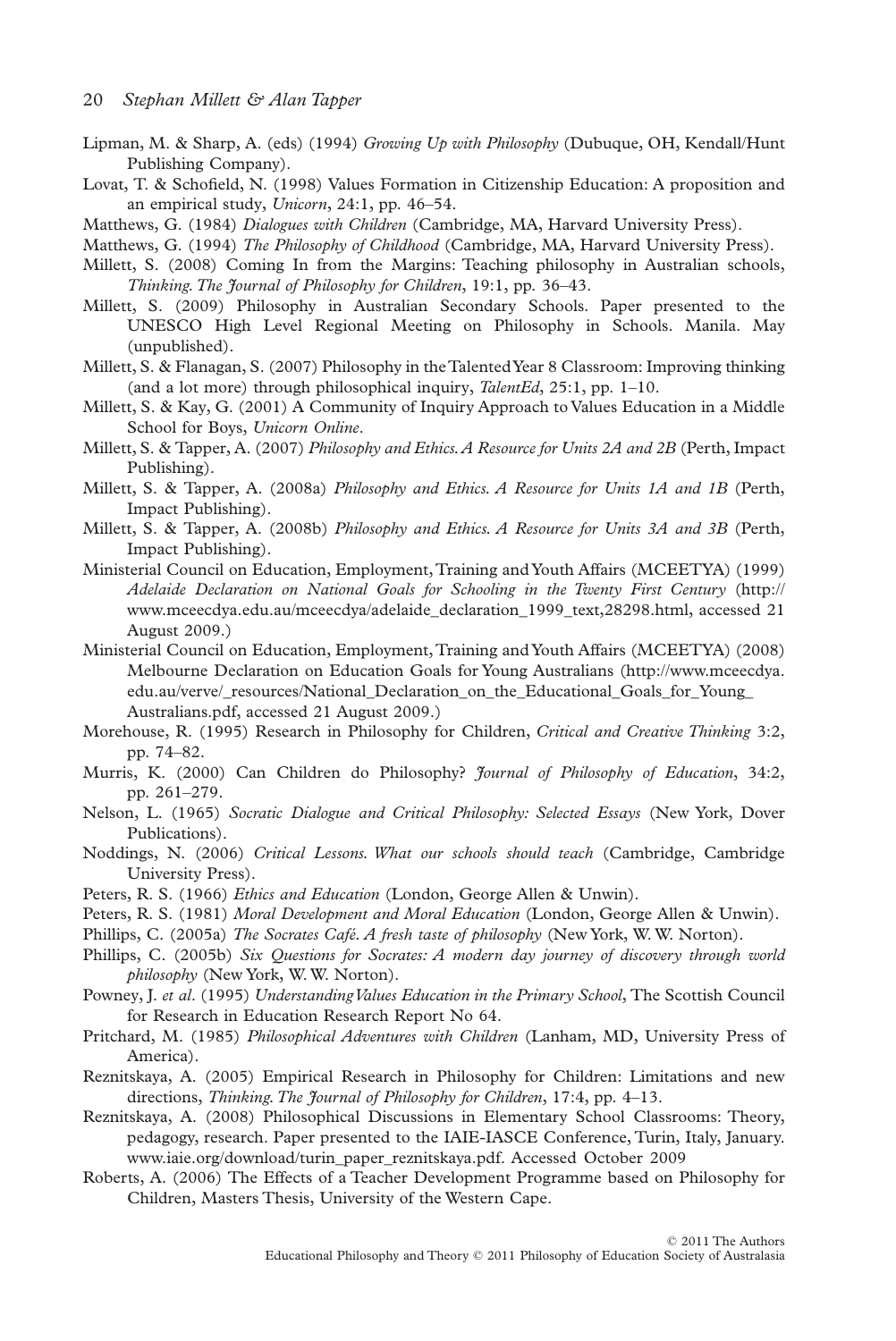Lipman, M. & Sharp, A. (eds) (1994) *Growing Up with Philosophy* (Dubuque, OH, Kendall/Hunt Publishing Company).

Lovat, T. & Schofield, N. (1998) Values Formation in Citizenship Education: A proposition and an empirical study, *Unicorn*, 24:1, pp. 46–54.

Matthews, G. (1984) *Dialogues with Children* (Cambridge, MA, Harvard University Press).

Matthews, G. (1994) *The Philosophy of Childhood* (Cambridge, MA, Harvard University Press).

Millett, S. (2008) Coming In from the Margins: Teaching philosophy in Australian schools, *Thinking. The Journal of Philosophy for Children*, 19:1, pp. 36–43.

Millett, S. (2009) Philosophy in Australian Secondary Schools. Paper presented to the UNESCO High Level Regional Meeting on Philosophy in Schools. Manila. May (unpublished).

Millett, S. & Flanagan, S. (2007) Philosophy in the Talented Year 8 Classroom: Improving thinking (and a lot more) through philosophical inquiry, *TalentEd*, 25:1, pp. 1–10.

Millett, S. & Kay, G. (2001) A Community of Inquiry Approach to Values Education in a Middle School for Boys, *Unicorn Online*.

Millett, S. & Tapper, A. (2007) *Philosophy and Ethics. A Resource for Units 2A and 2B* (Perth, Impact Publishing).

Millett, S. & Tapper, A. (2008a) *Philosophy and Ethics. A Resource for Units 1A and 1B* (Perth, Impact Publishing).

Millett, S. & Tapper, A. (2008b) *Philosophy and Ethics. A Resource for Units 3A and 3B* (Perth, Impact Publishing).

Ministerial Council on Education, Employment, Training and Youth Affairs (MCEETYA) (1999) *Adelaide Declaration on National Goals for Schooling in the Twenty First Century* (http://www.mceecdya.edu.au/mceecdya/adelaide_declaration_1999_text,28298.html, accessed 21 August 2009.)

Ministerial Council on Education, Employment, Training and Youth Affairs (MCEETYA) (2008) Melbourne Declaration on Education Goals for Young Australians (http://www.mceecdya.edu.au/verve/_resources/National_Declaration_on_the_Educational_Goals_for_Young_Australians.pdf, accessed 21 August 2009.)

Morehouse, R. (1995) Research in Philosophy for Children, *Critical and Creative Thinking* 3:2, pp. 74–82.

Murris, K. (2000) Can Children do Philosophy? *Journal of Philosophy of Education*, 34:2, pp. 261–279.

Nelson, L. (1965) *Socratic Dialogue and Critical Philosophy: Selected Essays* (New York, Dover Publications).

Noddings, N. (2006) *Critical Lessons. What our schools should teach* (Cambridge, Cambridge University Press).

Peters, R. S. (1966) *Ethics and Education* (London, George Allen & Unwin).

Peters, R. S. (1981) *Moral Development and Moral Education* (London, George Allen & Unwin).

Phillips, C. (2005a) *The Socrates Café. A fresh taste of philosophy* (New York, W. W. Norton).

Phillips, C. (2005b) *Six Questions for Socrates: A modern day journey of discovery through world philosophy* (New York, W. W. Norton).

Powney, J. *et al*. (1995) *Understanding Values Education in the Primary School*, The Scottish Council for Research in Education Research Report No 64.

Pritchard, M. (1985) *Philosophical Adventures with Children* (Lanham, MD, University Press of America).

Reznitskaya, A. (2005) Empirical Research in Philosophy for Children: Limitations and new directions, *Thinking. The Journal of Philosophy for Children*, 17:4, pp. 4–13.

Reznitskaya, A. (2008) Philosophical Discussions in Elementary School Classrooms: Theory, pedagogy, research. Paper presented to the IAIE-IASCE Conference, Turin, Italy, January. www.iaie.org/download/turin_paper_reznitskaya.pdf. Accessed October 2009

Roberts, A. (2006) The Effects of a Teacher Development Programme based on Philosophy for Children, Masters Thesis, University of the Western Cape.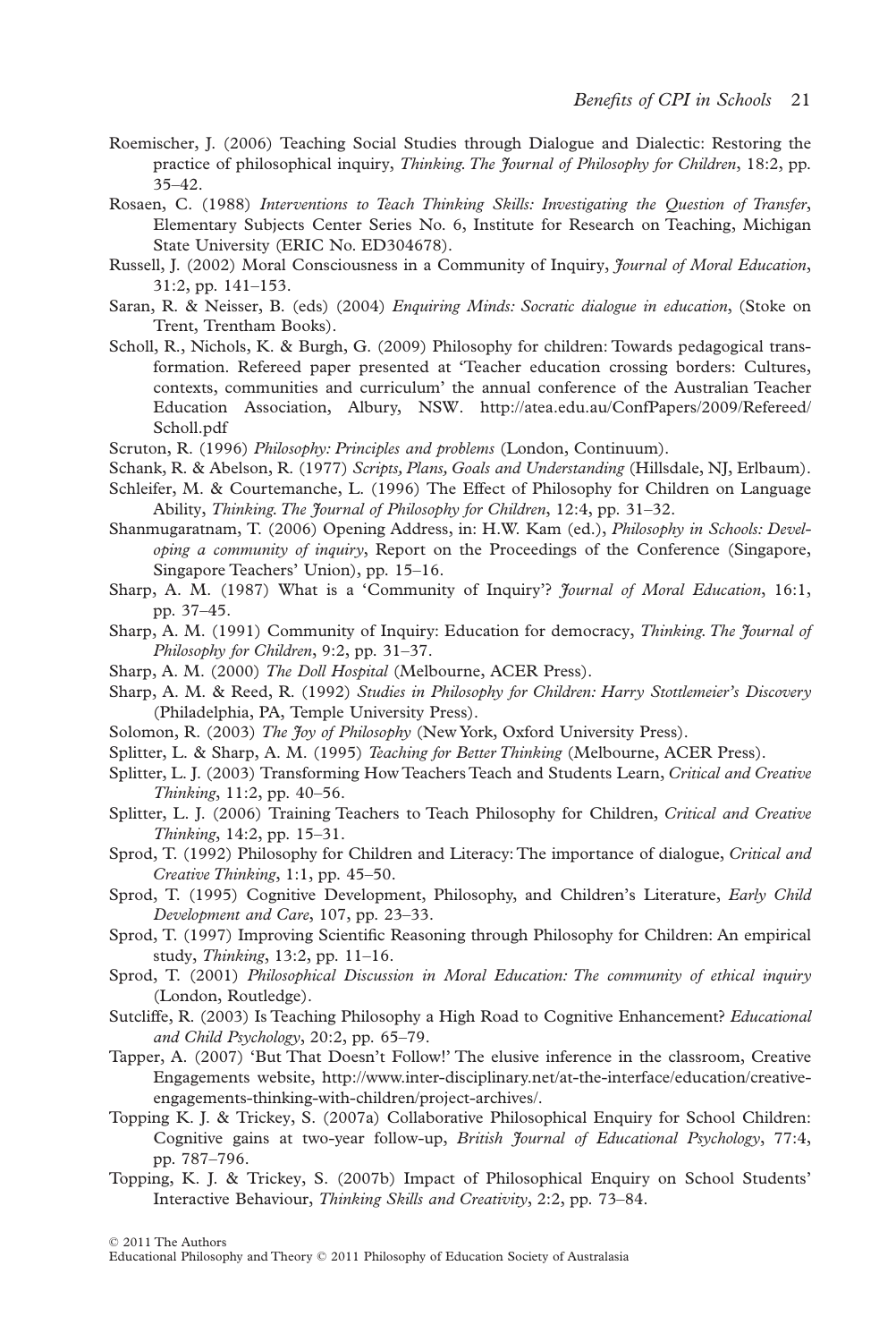Roemischer, J. (2006) Teaching Social Studies through Dialogue and Dialectic: Restoring the practice of philosophical inquiry, *Thinking. The Journal of Philosophy for Children*, 18:2, pp. 35–42.

Rosaen, C. (1988) *Interventions to Teach Thinking Skills: Investigating the Question of Transfer*, Elementary Subjects Center Series No. 6, Institute for Research on Teaching, Michigan State University (ERIC No. ED304678).

Russell, J. (2002) Moral Consciousness in a Community of Inquiry, *Journal of Moral Education*, 31:2, pp. 141–153.

Saran, R. & Neisser, B. (eds) (2004) *Enquiring Minds: Socratic dialogue in education*, (Stoke on Trent, Trentham Books).

Scholl, R., Nichols, K. & Burgh, G. (2009) Philosophy for children: Towards pedagogical transformation. Refereed paper presented at 'Teacher education crossing borders: Cultures, contexts, communities and curriculum' the annual conference of the Australian Teacher Education Association, Albury, NSW. http://atea.edu.au/ConfPapers/2009/Refereed/Scholl.pdf

Scruton, R. (1996) *Philosophy: Principles and problems* (London, Continuum).

Schank, R. & Abelson, R. (1977) *Scripts, Plans, Goals and Understanding* (Hillsdale, NJ, Erlbaum).

Schleifer, M. & Courtemanche, L. (1996) The Effect of Philosophy for Children on Language Ability, *Thinking. The Journal of Philosophy for Children*, 12:4, pp. 31–32.

Shanmugaratnam, T. (2006) Opening Address, in: H.W. Kam (ed.), *Philosophy in Schools: Developing a community of inquiry*, Report on the Proceedings of the Conference (Singapore, Singapore Teachers' Union), pp. 15–16.

Sharp, A. M. (1987) What is a 'Community of Inquiry'? *Journal of Moral Education*, 16:1, pp. 37–45.

Sharp, A. M. (1991) Community of Inquiry: Education for democracy, *Thinking. The Journal of Philosophy for Children*, 9:2, pp. 31–37.

Sharp, A. M. (2000) *The Doll Hospital* (Melbourne, ACER Press).

Sharp, A. M. & Reed, R. (1992) *Studies in Philosophy for Children: Harry Stottlemeier's Discovery* (Philadelphia, PA, Temple University Press).

Solomon, R. (2003) *The Joy of Philosophy* (New York, Oxford University Press).

Splitter, L. & Sharp, A. M. (1995) *Teaching for Better Thinking* (Melbourne, ACER Press).

Splitter, L. J. (2003) Transforming How Teachers Teach and Students Learn, *Critical and Creative Thinking*, 11:2, pp. 40–56.

Splitter, L. J. (2006) Training Teachers to Teach Philosophy for Children, *Critical and Creative Thinking*, 14:2, pp. 15–31.

Sprod, T. (1992) Philosophy for Children and Literacy: The importance of dialogue, *Critical and Creative Thinking*, 1:1, pp. 45–50.

Sprod, T. (1995) Cognitive Development, Philosophy, and Children's Literature, *Early Child Development and Care*, 107, pp. 23–33.

Sprod, T. (1997) Improving Scientific Reasoning through Philosophy for Children: An empirical study, *Thinking*, 13:2, pp. 11–16.

Sprod, T. (2001) *Philosophical Discussion in Moral Education: The community of ethical inquiry* (London, Routledge).

Sutcliffe, R. (2003) Is Teaching Philosophy a High Road to Cognitive Enhancement? *Educational and Child Psychology*, 20:2, pp. 65–79.

Tapper, A. (2007) 'But That Doesn't Follow!' The elusive inference in the classroom, Creative Engagements website, http://www.inter-disciplinary.net/at-the-interface/education/creative-engagements-thinking-with-children/project-archives/.

Topping K. J. & Trickey, S. (2007a) Collaborative Philosophical Enquiry for School Children: Cognitive gains at two-year follow-up, *British Journal of Educational Psychology*, 77:4, pp. 787–796.

Topping, K. J. & Trickey, S. (2007b) Impact of Philosophical Enquiry on School Students' Interactive Behaviour, *Thinking Skills and Creativity*, 2:2, pp. 73–84.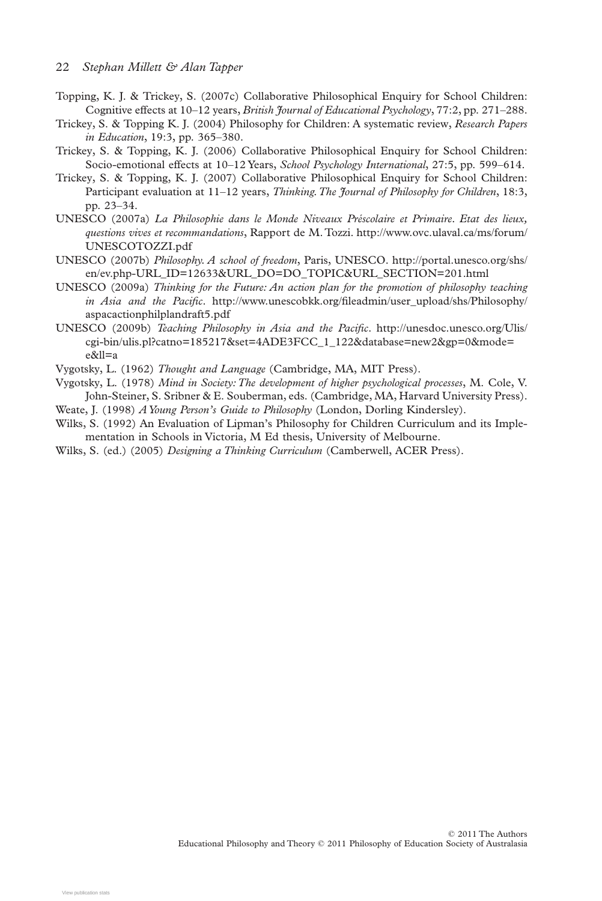Topping, K. J. & Trickey, S. (2007c) Collaborative Philosophical Enquiry for School Children: Cognitive effects at 10–12 years, *British Journal of Educational Psychology*, 77:2, pp. 271–288.

Trickey, S. & Topping K. J. (2004) Philosophy for Children: A systematic review, *Research Papers in Education*, 19:3, pp. 365–380.

Trickey, S. & Topping, K. J. (2006) Collaborative Philosophical Enquiry for School Children: Socio-emotional effects at 10–12 Years, *School Psychology International*, 27:5, pp. 599–614.

Trickey, S. & Topping, K. J. (2007) Collaborative Philosophical Enquiry for School Children: Participant evaluation at 11–12 years, *Thinking. The Journal of Philosophy for Children*, 18:3, pp. 23–34.

UNESCO (2007a) *La Philosophie dans le Monde Niveaux Préscolaire et Primaire. Etat des lieux, questions vives et recommandations*, Rapport de M. Tozzi. http://www.ovc.ulaval.ca/ms/forum/UNESCOTOZZI.pdf

UNESCO (2007b) *Philosophy. A school of freedom*, Paris, UNESCO. http://portal.unesco.org/shs/en/ev.php-URL_ID=12633&URL_DO=DO_TOPIC&URL_SECTION=201.html

UNESCO (2009a) *Thinking for the Future: An action plan for the promotion of philosophy teaching in Asia and the Pacific*. http://www.unescobkk.org/fileadmin/user_upload/shs/Philosophy/aspacactionphilplandraft5.pdf

UNESCO (2009b) *Teaching Philosophy in Asia and the Pacific*. http://unesdoc.unesco.org/Ulis/cgi-bin/ulis.pl?catno=185217&set=4ADE3FCC_1_122&database=new2&gp=0&mode=e&ll=a

Vygotsky, L. (1962) *Thought and Language* (Cambridge, MA, MIT Press).

Vygotsky, L. (1978) *Mind in Society: The development of higher psychological processes*, M. Cole, V. John-Steiner, S. Sribner & E. Souberman, eds. (Cambridge, MA, Harvard University Press).

Weate, J. (1998) *A Young Person's Guide to Philosophy* (London, Dorling Kindersley).

Wilks, S. (1992) An Evaluation of Lipman's Philosophy for Children Curriculum and its Implementation in Schools in Victoria, M Ed thesis, University of Melbourne.

Wilks, S. (ed.) (2005) *Designing a Thinking Curriculum* (Camberwell, ACER Press).